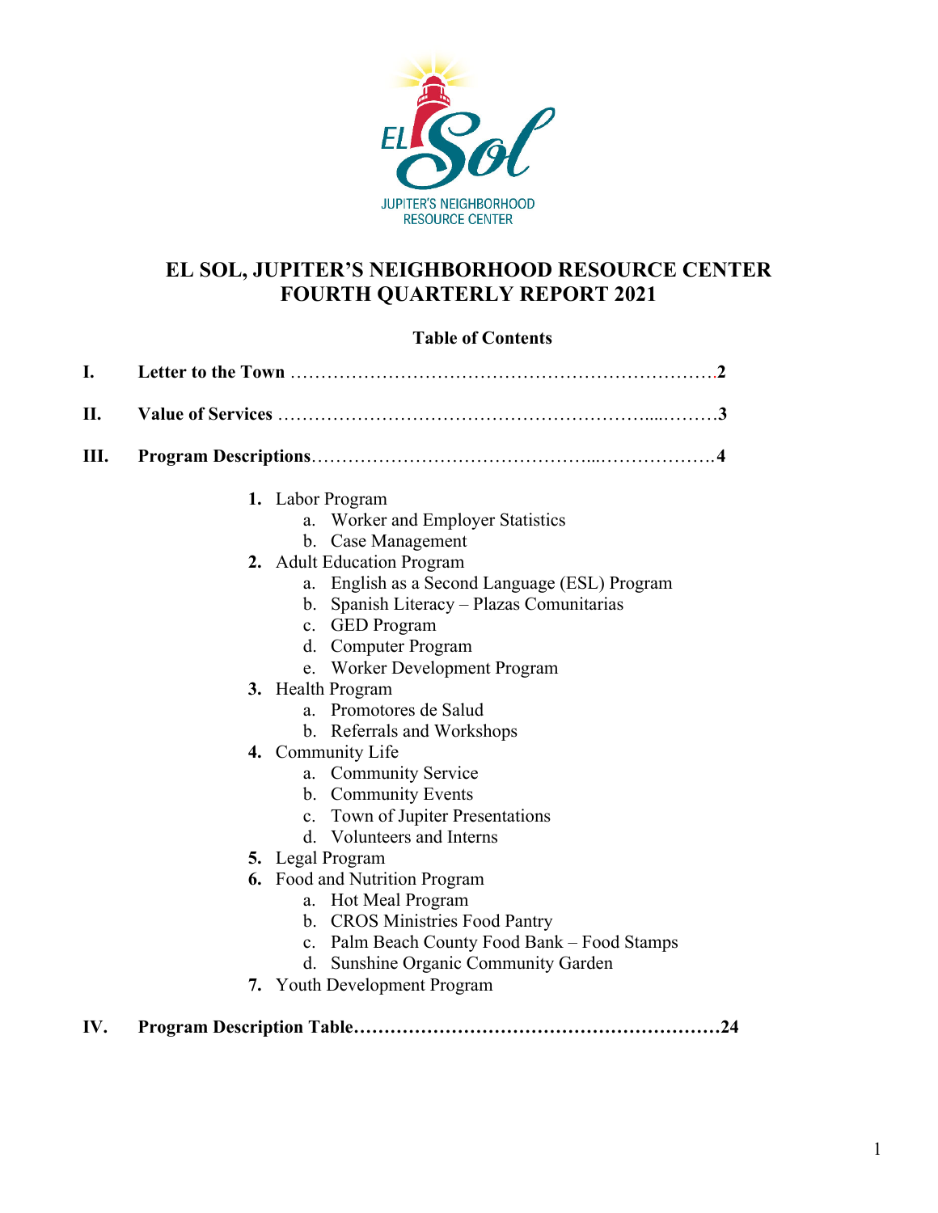EL Sol

JUPITER'S NEIGHBORHOOD RESOURCE CENTER

# EL SOL, JUPITER'S NEIGHBORHOOD RESOURCE CENTER
# FOURTH QUARTERLY REPORT 2021

## Table of Contents

**I. Letter to the Town** ……………………………………………………………**2**

**II. Value of Services** ……………………………………………………...………**3**

**III. Program Descriptions**……………………………………...……………….**4**

1. Labor Program
   a. Worker and Employer Statistics
   b. Case Management
2. Adult Education Program
   a. English as a Second Language (ESL) Program
   b. Spanish Literacy – Plazas Comunitarias
   c. GED Program
   d. Computer Program
   e. Worker Development Program
3. Health Program
   a. Promotores de Salud
   b. Referrals and Workshops
4. Community Life
   a. Community Service
   b. Community Events
   c. Town of Jupiter Presentations
   d. Volunteers and Interns
5. Legal Program
6. Food and Nutrition Program
   a. Hot Meal Program
   b. CROS Ministries Food Pantry
   c. Palm Beach County Food Bank – Food Stamps
   d. Sunshine Organic Community Garden
7. Youth Development Program

**IV. Program Description Table……………………………………………………24**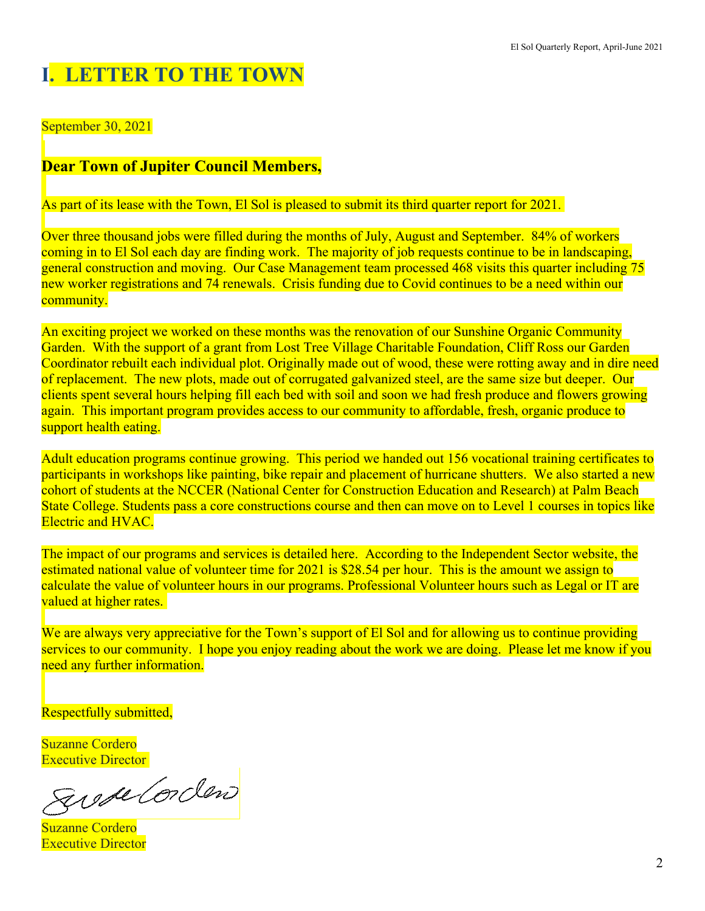# I. LETTER TO THE TOWN

September 30, 2021

**Dear Town of Jupiter Council Members,**

As part of its lease with the Town, El Sol is pleased to submit its third quarter report for 2021.

Over three thousand jobs were filled during the months of July, August and September. 84% of workers coming in to El Sol each day are finding work. The majority of job requests continue to be in landscaping, general construction and moving. Our Case Management team processed 468 visits this quarter including 75 new worker registrations and 74 renewals. Crisis funding due to Covid continues to be a need within our community.

An exciting project we worked on these months was the renovation of our Sunshine Organic Community Garden. With the support of a grant from Lost Tree Village Charitable Foundation, Cliff Ross our Garden Coordinator rebuilt each individual plot. Originally made out of wood, these were rotting away and in dire need of replacement. The new plots, made out of corrugated galvanized steel, are the same size but deeper. Our clients spent several hours helping fill each bed with soil and soon we had fresh produce and flowers growing again. This important program provides access to our community to affordable, fresh, organic produce to support health eating.

Adult education programs continue growing. This period we handed out 156 vocational training certificates to participants in workshops like painting, bike repair and placement of hurricane shutters. We also started a new cohort of students at the NCCER (National Center for Construction Education and Research) at Palm Beach State College. Students pass a core constructions course and then can move on to Level 1 courses in topics like Electric and HVAC.

The impact of our programs and services is detailed here. According to the Independent Sector website, the estimated national value of volunteer time for 2021 is $28.54 per hour. This is the amount we assign to calculate the value of volunteer hours in our programs. Professional Volunteer hours such as Legal or IT are valued at higher rates.

We are always very appreciative for the Town's support of El Sol and for allowing us to continue providing services to our community. I hope you enjoy reading about the work we are doing. Please let me know if you need any further information.

Respectfully submitted,

Suzanne Cordero
Executive Director

Suzanne Cordero
Executive Director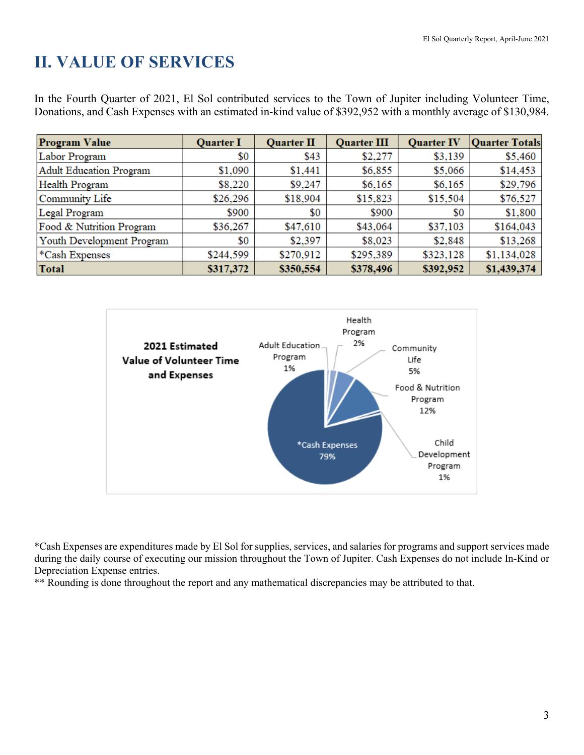# II. VALUE OF SERVICES

In the Fourth Quarter of 2021, El Sol contributed services to the Town of Jupiter including Volunteer Time, Donations, and Cash Expenses with an estimated in-kind value of $392,952 with a monthly average of $130,984.

| Program Value | Quarter I | Quarter II | Quarter III | Quarter IV | Quarter Totals |
|---|---|---|---|---|---|
| Labor Program | $0 | $43 | $2,277 | $3,139 | $5,460 |
| Adult Education Program | $1,090 | $1,441 | $6,855 | $5,066 | $14,453 |
| Health Program | $8,220 | $9,247 | $6,165 | $6,165 | $29,796 |
| Community Life | $26,296 | $18,904 | $15,823 | $15,504 | $76,527 |
| Legal Program | $900 | $0 | $900 | $0 | $1,800 |
| Food & Nutrition Program | $36,267 | $47,610 | $43,064 | $37,103 | $164,043 |
| Youth Development Program | $0 | $2,397 | $8,023 | $2,848 | $13,268 |
| *Cash Expenses | $244,599 | $270,912 | $295,389 | $323,128 | $1,134,028 |
| **Total** | **$317,372** | **$350,554** | **$378,496** | **$392,952** | **$1,439,374** |

**2021 Estimated Value of Volunteer Time and Expenses**

- Adult Education Program 1%
- Health Program 2%
- Community Life 5%
- Food & Nutrition Program 12%
- Child Development Program 1%
- *Cash Expenses 79%

*Cash Expenses are expenditures made by El Sol for supplies, services, and salaries for programs and support services made during the daily course of executing our mission throughout the Town of Jupiter. Cash Expenses do not include In-Kind or Depreciation Expense entries.

** Rounding is done throughout the report and any mathematical discrepancies may be attributed to that.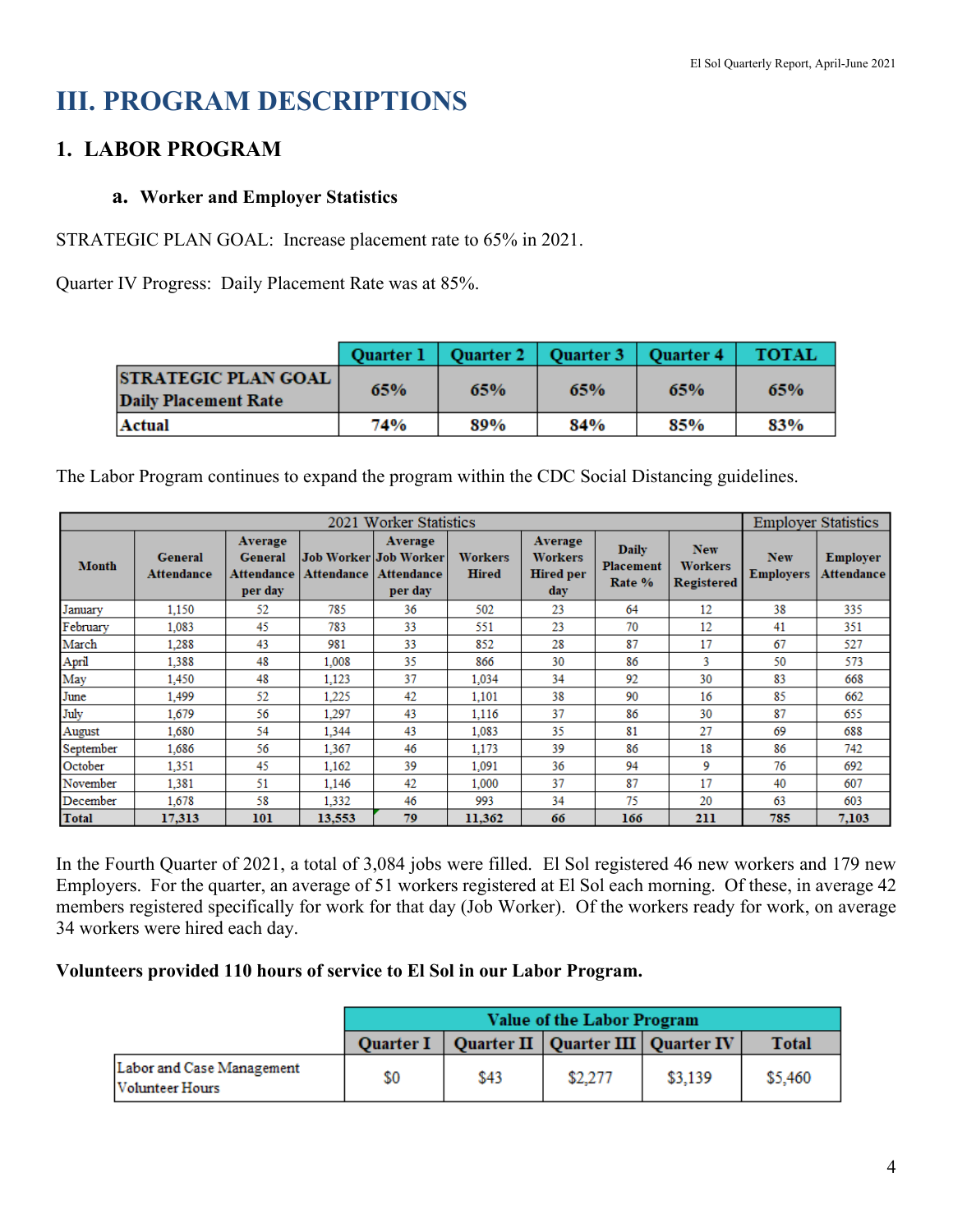# III. PROGRAM DESCRIPTIONS

## 1. LABOR PROGRAM

### a. Worker and Employer Statistics

STRATEGIC PLAN GOAL: Increase placement rate to 65% in 2021.

Quarter IV Progress: Daily Placement Rate was at 85%.

| | Quarter 1 | Quarter 2 | Quarter 3 | Quarter 4 | TOTAL |
|---|---|---|---|---|---|
| **STRATEGIC PLAN GOAL Daily Placement Rate** | 65% | 65% | 65% | 65% | 65% |
| **Actual** | 74% | 89% | 84% | 85% | 83% |

The Labor Program continues to expand the program within the CDC Social Distancing guidelines.

| 2021 Worker Statistics | | | | | | | | | | Employer Statistics | |
|---|---|---|---|---|---|---|---|---|---|---|---|
| Month | General Attendance | Average General Attendance per day | Job Worker Attendance | Average Job Worker Attendance per day | Workers Hired | Average Workers Hired per day | Daily Placement Rate % | New Workers Registered | New Employers | Employer Attendance |
| January | 1,150 | 52 | 785 | 36 | 502 | 23 | 64 | 12 | 38 | 335 |
| February | 1,083 | 45 | 783 | 33 | 551 | 23 | 70 | 12 | 41 | 351 |
| March | 1,288 | 43 | 981 | 33 | 852 | 28 | 87 | 17 | 67 | 527 |
| April | 1,388 | 48 | 1,008 | 35 | 866 | 30 | 86 | 3 | 50 | 573 |
| May | 1,450 | 48 | 1,123 | 37 | 1,034 | 34 | 92 | 30 | 83 | 668 |
| June | 1,499 | 52 | 1,225 | 42 | 1,101 | 38 | 90 | 16 | 85 | 662 |
| July | 1,679 | 56 | 1,297 | 43 | 1,116 | 37 | 86 | 30 | 87 | 655 |
| August | 1,680 | 54 | 1,344 | 43 | 1,083 | 35 | 81 | 27 | 69 | 688 |
| September | 1,686 | 56 | 1,367 | 46 | 1,173 | 39 | 86 | 18 | 86 | 742 |
| October | 1,351 | 45 | 1,162 | 39 | 1,091 | 36 | 94 | 9 | 76 | 692 |
| November | 1,381 | 51 | 1,146 | 42 | 1,000 | 37 | 87 | 17 | 40 | 607 |
| December | 1,678 | 58 | 1,332 | 46 | 993 | 34 | 75 | 20 | 63 | 603 |
| **Total** | **17,313** | **101** | **13,553** | **79** | **11,362** | **66** | **166** | **211** | **785** | **7,103** |

In the Fourth Quarter of 2021, a total of 3,084 jobs were filled. El Sol registered 46 new workers and 179 new Employers. For the quarter, an average of 51 workers registered at El Sol each morning. Of these, in average 42 members registered specifically for work for that day (Job Worker). Of the workers ready for work, on average 34 workers were hired each day.

**Volunteers provided 110 hours of service to El Sol in our Labor Program.**

| | Value of the Labor Program | | | | |
|---|---|---|---|---|---|
| | Quarter I | Quarter II | Quarter III | Quarter IV | Total |
| Labor and Case Management Volunteer Hours | $0 | $43 | $2,277 | $3,139 | $5,460 |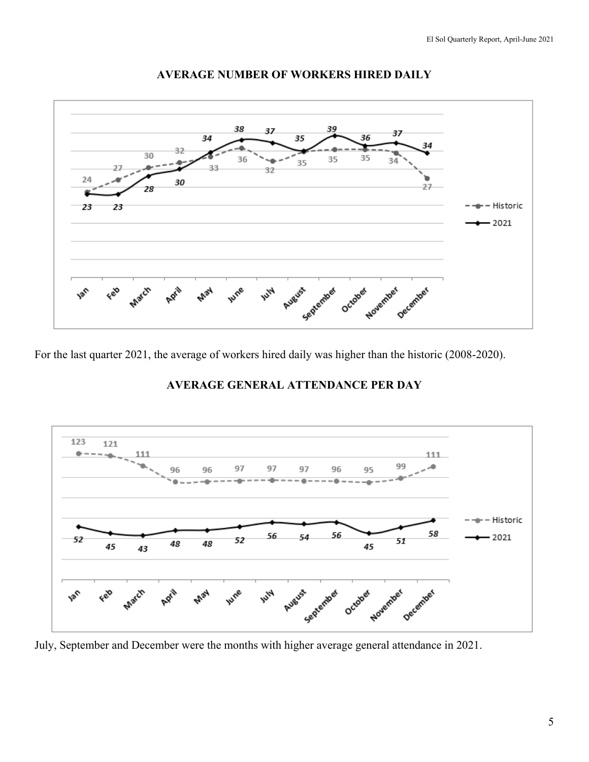## AVERAGE NUMBER OF WORKERS HIRED DAILY

| Month | Historic | 2021 |
| --- | --- | --- |
| Jan | 24 | 23 |
| Feb | 27 | 23 |
| March | 30 | 28 |
| April | 32 | 30 |
| May | 33 | 34 |
| June | 36 | 38 |
| July | 32 | 37 |
| August | 35 | 35 |
| September | 35 | 39 |
| October | 35 | 36 |
| November | 34 | 37 |
| December | 27 | 34 |

For the last quarter 2021, the average of workers hired daily was higher than the historic (2008-2020).

## AVERAGE GENERAL ATTENDANCE PER DAY

| Month | Historic | 2021 |
| --- | --- | --- |
| Jan | 123 | 52 |
| Feb | 121 | 45 |
| March | 111 | 43 |
| April | 96 | 48 |
| May | 96 | 48 |
| June | 97 | 52 |
| July | 97 | 56 |
| August | 97 | 54 |
| September | 96 | 56 |
| October | 95 | 45 |
| November | 99 | 51 |
| December | 111 | 58 |

July, September and December were the months with higher average general attendance in 2021.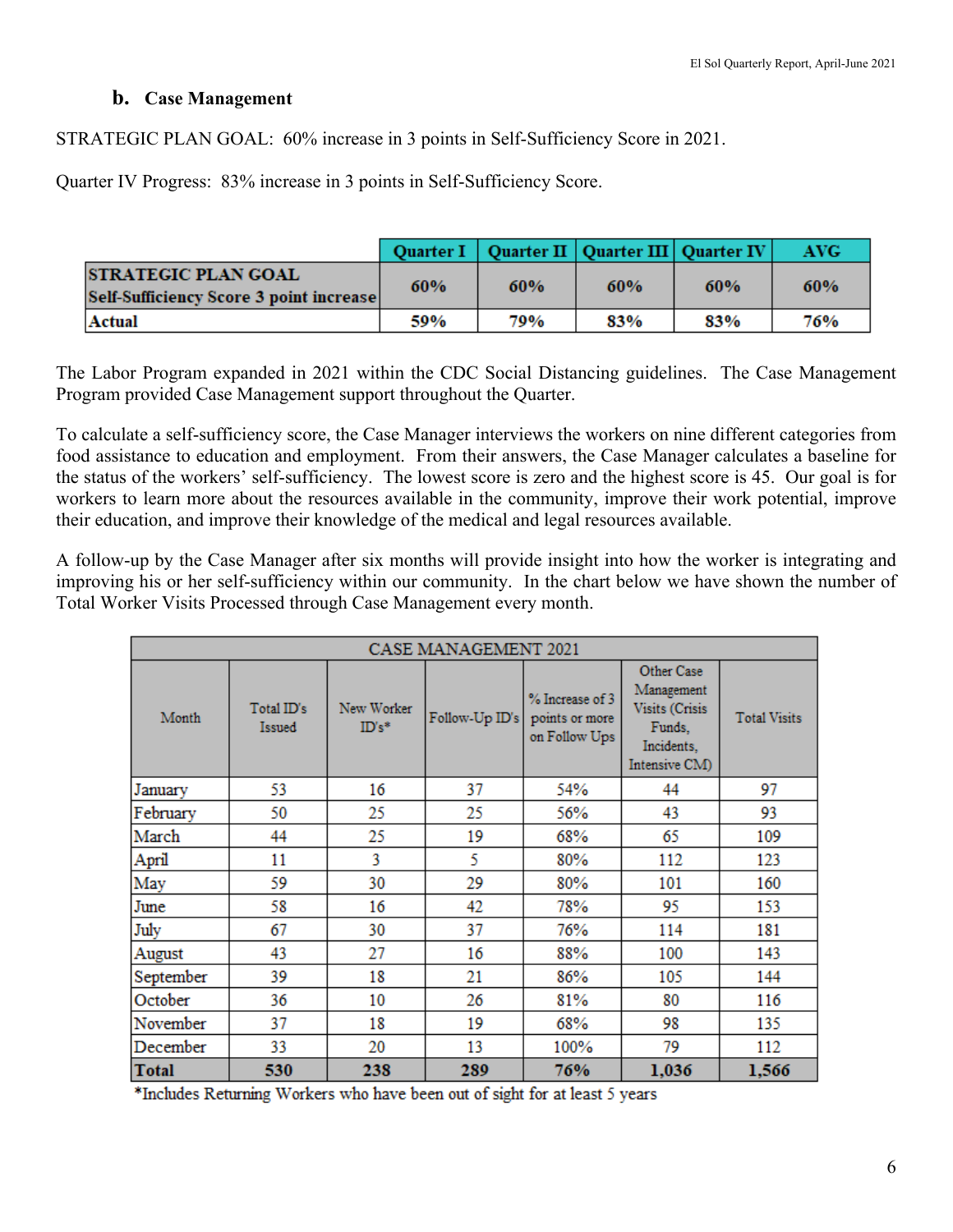### b. Case Management

STRATEGIC PLAN GOAL: 60% increase in 3 points in Self-Sufficiency Score in 2021.

Quarter IV Progress: 83% increase in 3 points in Self-Sufficiency Score.

| | Quarter I | Quarter II | Quarter III | Quarter IV | AVG |
|---|---|---|---|---|---|
| **STRATEGIC PLAN GOAL Self-Sufficiency Score 3 point increase** | **60%** | **60%** | **60%** | **60%** | **60%** |
| **Actual** | **59%** | **79%** | **83%** | **83%** | **76%** |

The Labor Program expanded in 2021 within the CDC Social Distancing guidelines. The Case Management Program provided Case Management support throughout the Quarter.

To calculate a self-sufficiency score, the Case Manager interviews the workers on nine different categories from food assistance to education and employment. From their answers, the Case Manager calculates a baseline for the status of the workers' self-sufficiency. The lowest score is zero and the highest score is 45. Our goal is for workers to learn more about the resources available in the community, improve their work potential, improve their education, and improve their knowledge of the medical and legal resources available.

A follow-up by the Case Manager after six months will provide insight into how the worker is integrating and improving his or her self-sufficiency within our community. In the chart below we have shown the number of Total Worker Visits Processed through Case Management every month.

| CASE MANAGEMENT 2021 | | | | | | |
|---|---|---|---|---|---|---|
| Month | Total ID's Issued | New Worker ID's* | Follow-Up ID's | % Increase of 3 points or more on Follow Ups | Other Case Management Visits (Crisis Funds, Incidents, Intensive CM) | Total Visits |
| January | 53 | 16 | 37 | 54% | 44 | 97 |
| February | 50 | 25 | 25 | 56% | 43 | 93 |
| March | 44 | 25 | 19 | 68% | 65 | 109 |
| April | 11 | 3 | 5 | 80% | 112 | 123 |
| May | 59 | 30 | 29 | 80% | 101 | 160 |
| June | 58 | 16 | 42 | 78% | 95 | 153 |
| July | 67 | 30 | 37 | 76% | 114 | 181 |
| August | 43 | 27 | 16 | 88% | 100 | 143 |
| September | 39 | 18 | 21 | 86% | 105 | 144 |
| October | 36 | 10 | 26 | 81% | 80 | 116 |
| November | 37 | 18 | 19 | 68% | 98 | 135 |
| December | 33 | 20 | 13 | 100% | 79 | 112 |
| **Total** | **530** | **238** | **289** | **76%** | **1,036** | **1,566** |

*Includes Returning Workers who have been out of sight for at least 5 years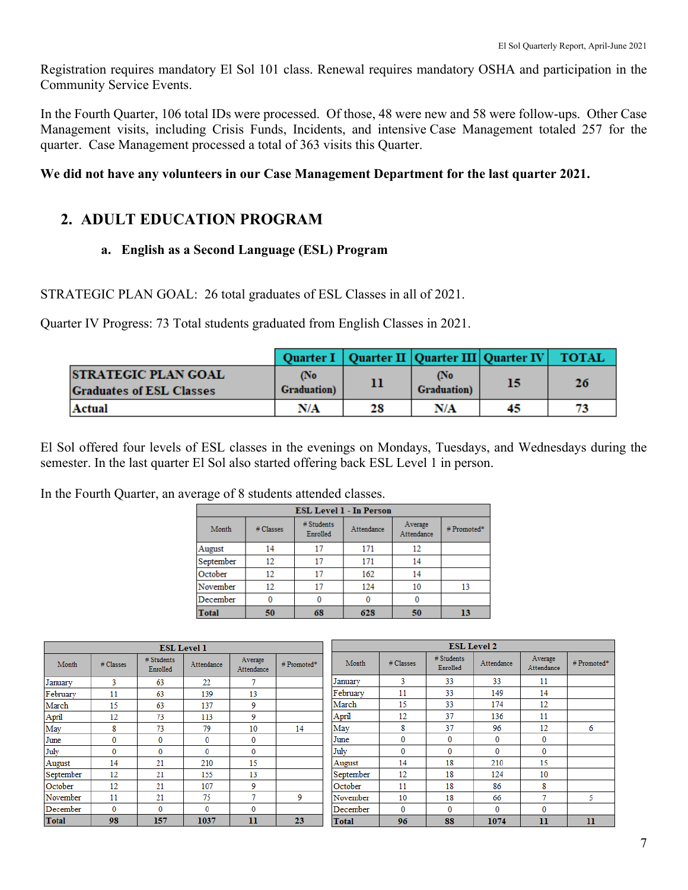Registration requires mandatory El Sol 101 class. Renewal requires mandatory OSHA and participation in the Community Service Events.

In the Fourth Quarter, 106 total IDs were processed. Of those, 48 were new and 58 were follow-ups. Other Case Management visits, including Crisis Funds, Incidents, and intensive Case Management totaled 257 for the quarter. Case Management processed a total of 363 visits this Quarter.

**We did not have any volunteers in our Case Management Department for the last quarter 2021.**

## 2. ADULT EDUCATION PROGRAM

### a. English as a Second Language (ESL) Program

STRATEGIC PLAN GOAL: 26 total graduates of ESL Classes in all of 2021.

Quarter IV Progress: 73 Total students graduated from English Classes in 2021.

| | Quarter I | Quarter II | Quarter III | Quarter IV | TOTAL |
|---|---|---|---|---|---|
| STRATEGIC PLAN GOAL Graduates of ESL Classes | (No Graduation) | 11 | (No Graduation) | 15 | 26 |
| Actual | N/A | 28 | N/A | 45 | 73 |

El Sol offered four levels of ESL classes in the evenings on Mondays, Tuesdays, and Wednesdays during the semester. In the last quarter El Sol also started offering back ESL Level 1 in person.

In the Fourth Quarter, an average of 8 students attended classes.

| ESL Level 1 - In Person | | | | | |
|---|---|---|---|---|---|
| Month | # Classes | # Students Enrolled | Attendance | Average Attendance | # Promoted* |
| August | 14 | 17 | 171 | 12 | |
| September | 12 | 17 | 171 | 14 | |
| October | 12 | 17 | 162 | 14 | |
| November | 12 | 17 | 124 | 10 | 13 |
| December | 0 | 0 | 0 | 0 | |
| **Total** | **50** | **68** | **628** | **50** | **13** |

| ESL Level 1 | | | | | |
|---|---|---|---|---|---|
| Month | # Classes | # Students Enrolled | Attendance | Average Attendance | # Promoted* |
| January | 3 | 63 | 22 | 7 | |
| February | 11 | 63 | 139 | 13 | |
| March | 15 | 63 | 137 | 9 | |
| April | 12 | 73 | 113 | 9 | |
| May | 8 | 73 | 79 | 10 | 14 |
| June | 0 | 0 | 0 | 0 | |
| July | 0 | 0 | 0 | 0 | |
| August | 14 | 21 | 210 | 15 | |
| September | 12 | 21 | 155 | 13 | |
| October | 12 | 21 | 107 | 9 | |
| November | 11 | 21 | 75 | 7 | 9 |
| December | 0 | 0 | 0 | 0 | |
| **Total** | **98** | **157** | **1037** | **11** | **23** |

| ESL Level 2 | | | | | |
|---|---|---|---|---|---|
| Month | # Classes | # Students Enrolled | Attendance | Average Attendance | # Promoted* |
| January | 3 | 33 | 33 | 11 | |
| February | 11 | 33 | 149 | 14 | |
| March | 15 | 33 | 174 | 12 | |
| April | 12 | 37 | 136 | 11 | |
| May | 8 | 37 | 96 | 12 | 6 |
| June | 0 | 0 | 0 | 0 | |
| July | 0 | 0 | 0 | 0 | |
| August | 14 | 18 | 210 | 15 | |
| September | 12 | 18 | 124 | 10 | |
| October | 11 | 18 | 86 | 8 | |
| November | 10 | 18 | 66 | 7 | 5 |
| December | 0 | 0 | 0 | 0 | |
| **Total** | **96** | **88** | **1074** | **11** | **11** |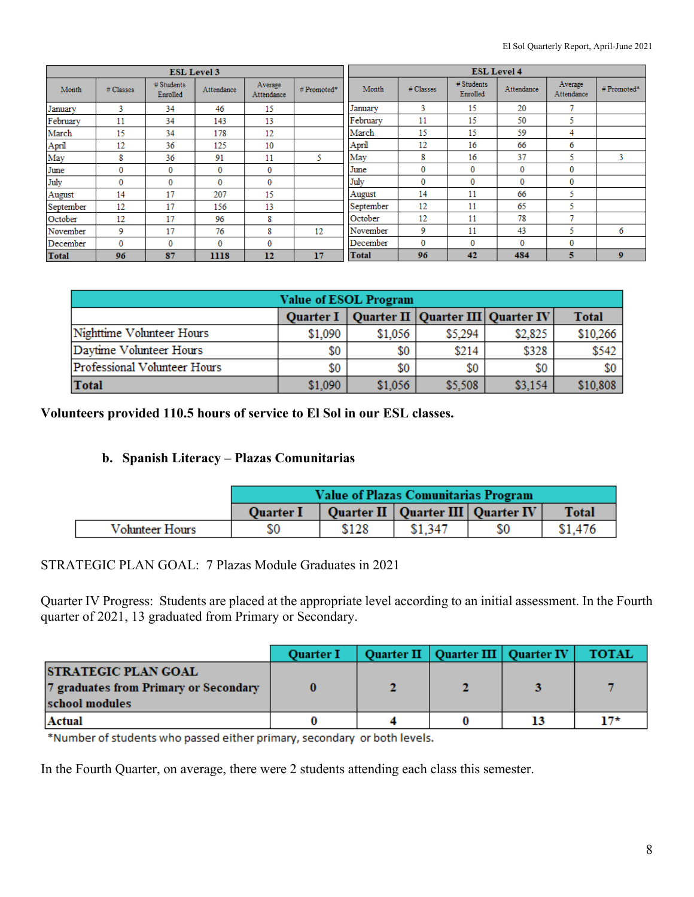| ESL Level 3 | | | | | |
|---|---|---|---|---|---|
| Month | # Classes | # Students Enrolled | Attendance | Average Attendance | # Promoted* |
| January | 3 | 34 | 46 | 15 | |
| February | 11 | 34 | 143 | 13 | |
| March | 15 | 34 | 178 | 12 | |
| April | 12 | 36 | 125 | 10 | |
| May | 8 | 36 | 91 | 11 | 5 |
| June | 0 | 0 | 0 | 0 | |
| July | 0 | 0 | 0 | 0 | |
| August | 14 | 17 | 207 | 15 | |
| September | 12 | 17 | 156 | 13 | |
| October | 12 | 17 | 96 | 8 | |
| November | 9 | 17 | 76 | 8 | 12 |
| December | 0 | 0 | 0 | 0 | |
| **Total** | **96** | **87** | **1118** | **12** | **17** |

| ESL Level 4 | | | | | |
|---|---|---|---|---|---|
| Month | # Classes | # Students Enrolled | Attendance | Average Attendance | # Promoted* |
| January | 3 | 15 | 20 | 7 | |
| February | 11 | 15 | 50 | 5 | |
| March | 15 | 15 | 59 | 4 | |
| April | 12 | 16 | 66 | 6 | |
| May | 8 | 16 | 37 | 5 | 3 |
| June | 0 | 0 | 0 | 0 | |
| July | 0 | 0 | 0 | 0 | |
| August | 14 | 11 | 66 | 5 | |
| September | 12 | 11 | 65 | 5 | |
| October | 12 | 11 | 78 | 7 | |
| November | 9 | 11 | 43 | 5 | 6 |
| December | 0 | 0 | 0 | 0 | |
| **Total** | **96** | **42** | **484** | **5** | **9** |

| Value of ESOL Program | | | | | |
|---|---|---|---|---|---|
| | Quarter I | Quarter II | Quarter III | Quarter IV | Total |
| Nighttime Volunteer Hours | $1,090 | $1,056 | $5,294 | $2,825 | $10,266 |
| Daytime Volunteer Hours | $0 | $0 | $214 | $328 | $542 |
| Professional Volunteer Hours | $0 | $0 | $0 | $0 | $0 |
| **Total** | $1,090 | $1,056 | $5,508 | $3,154 | $10,808 |

**Volunteers provided 110.5 hours of service to El Sol in our ESL classes.**

### b. Spanish Literacy – Plazas Comunitarias

| | Value of Plazas Comunitarias Program | | | | |
|---|---|---|---|---|---|
| | Quarter I | Quarter II | Quarter III | Quarter IV | Total |
| Volunteer Hours | $0 | $128 | $1,347 | $0 | $1,476 |

STRATEGIC PLAN GOAL: 7 Plazas Module Graduates in 2021

Quarter IV Progress: Students are placed at the appropriate level according to an initial assessment. In the Fourth quarter of 2021, 13 graduated from Primary or Secondary.

| | Quarter I | Quarter II | Quarter III | Quarter IV | TOTAL |
|---|---|---|---|---|---|
| **STRATEGIC PLAN GOAL 7 graduates from Primary or Secondary school modules** | 0 | 2 | 2 | 3 | 7 |
| **Actual** | 0 | 4 | 0 | 13 | 17* |

*Number of students who passed either primary, secondary or both levels.

In the Fourth Quarter, on average, there were 2 students attending each class this semester.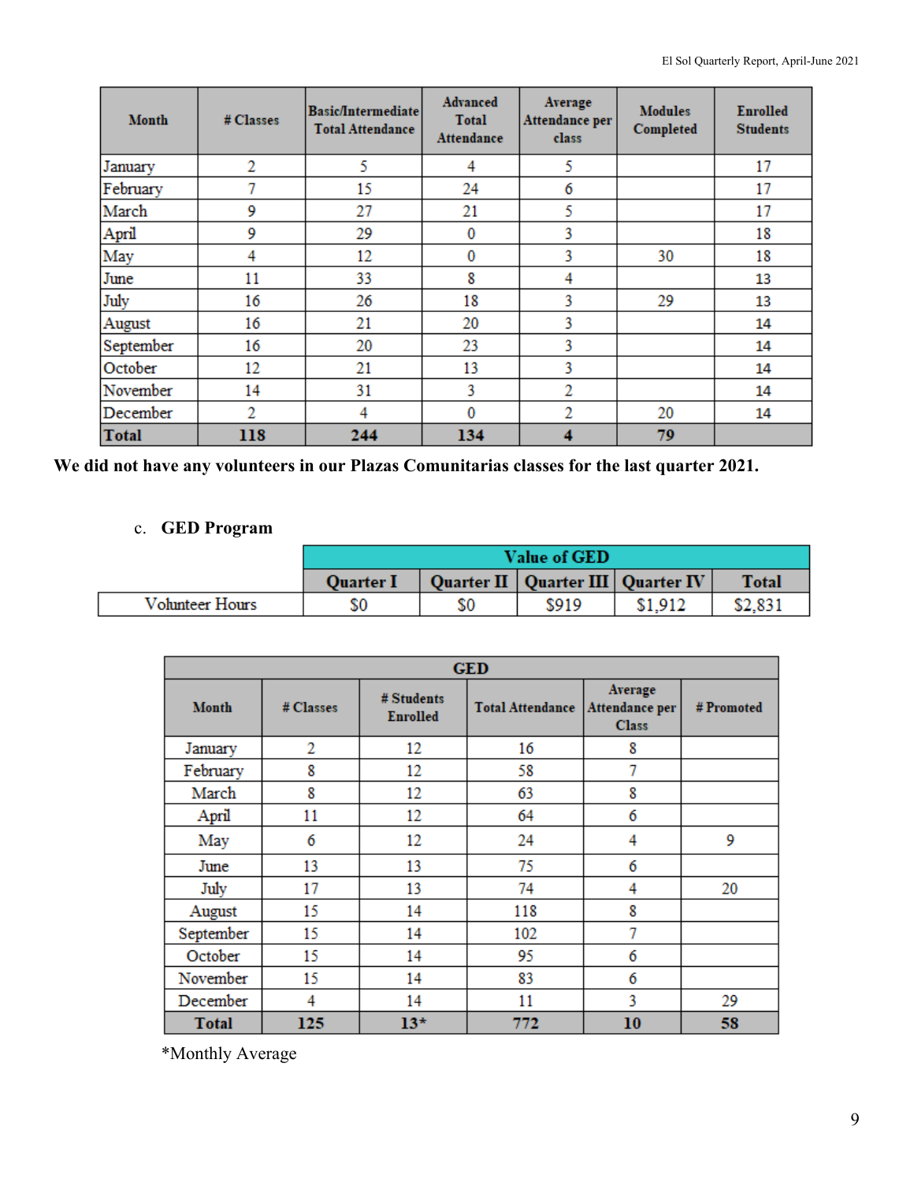| Month | # Classes | Basic/Intermediate Total Attendance | Advanced Total Attendance | Average Attendance per class | Modules Completed | Enrolled Students |
|---|---|---|---|---|---|---|
| January | 2 | 5 | 4 | 5 | | 17 |
| February | 7 | 15 | 24 | 6 | | 17 |
| March | 9 | 27 | 21 | 5 | | 17 |
| April | 9 | 29 | 0 | 3 | | 18 |
| May | 4 | 12 | 0 | 3 | 30 | 18 |
| June | 11 | 33 | 8 | 4 | | 13 |
| July | 16 | 26 | 18 | 3 | 29 | 13 |
| August | 16 | 21 | 20 | 3 | | 14 |
| September | 16 | 20 | 23 | 3 | | 14 |
| October | 12 | 21 | 13 | 3 | | 14 |
| November | 14 | 31 | 3 | 2 | | 14 |
| December | 2 | 4 | 0 | 2 | 20 | 14 |
| **Total** | **118** | **244** | **134** | **4** | **79** | |

**We did not have any volunteers in our Plazas Comunitarias classes for the last quarter 2021.**

c. **GED Program**

| | Value of GED | | | | |
|---|---|---|---|---|---|
| | Quarter I | Quarter II | Quarter III | Quarter IV | Total |
| Volunteer Hours | $0 | $0 | $919 | $1,912 | $2,831 |

| GED | | | | | |
|---|---|---|---|---|---|
| Month | # Classes | # Students Enrolled | Total Attendance | Average Attendance per Class | # Promoted |
| January | 2 | 12 | 16 | 8 | |
| February | 8 | 12 | 58 | 7 | |
| March | 8 | 12 | 63 | 8 | |
| April | 11 | 12 | 64 | 6 | |
| May | 6 | 12 | 24 | 4 | 9 |
| June | 13 | 13 | 75 | 6 | |
| July | 17 | 13 | 74 | 4 | 20 |
| August | 15 | 14 | 118 | 8 | |
| September | 15 | 14 | 102 | 7 | |
| October | 15 | 14 | 95 | 6 | |
| November | 15 | 14 | 83 | 6 | |
| December | 4 | 14 | 11 | 3 | 29 |
| **Total** | **125** | **13*** | **772** | **10** | **58** |

*Monthly Average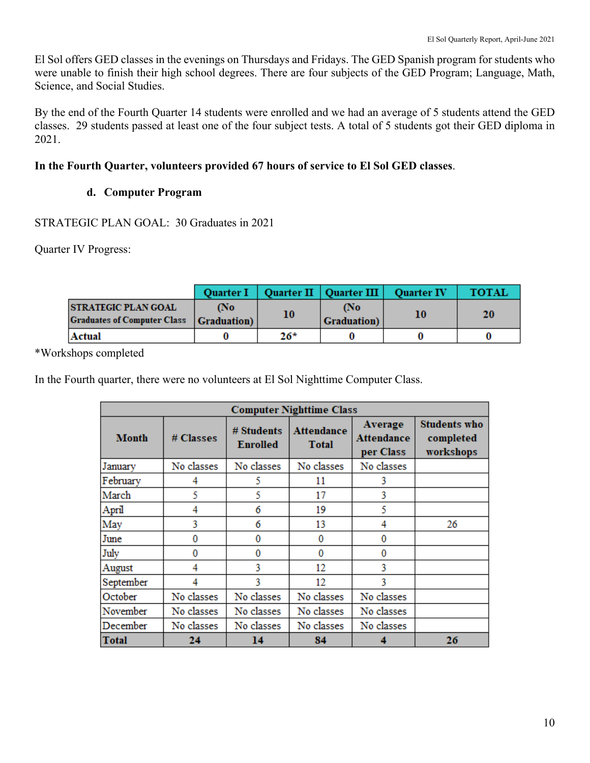El Sol offers GED classes in the evenings on Thursdays and Fridays. The GED Spanish program for students who were unable to finish their high school degrees. There are four subjects of the GED Program; Language, Math, Science, and Social Studies.

By the end of the Fourth Quarter 14 students were enrolled and we had an average of 5 students attend the GED classes. 29 students passed at least one of the four subject tests. A total of 5 students got their GED diploma in 2021.

**In the Fourth Quarter, volunteers provided 67 hours of service to El Sol GED classes**.

#### d. Computer Program

STRATEGIC PLAN GOAL: 30 Graduates in 2021

Quarter IV Progress:

| | Quarter I | Quarter II | Quarter III | Quarter IV | TOTAL |
|---|---|---|---|---|---|
| STRATEGIC PLAN GOAL Graduates of Computer Class | (No Graduation) | 10 | (No Graduation) | 10 | 20 |
| Actual | 0 | 26* | 0 | 0 | 0 |

*Workshops completed

In the Fourth quarter, there were no volunteers at El Sol Nighttime Computer Class.

| Computer Nighttime Class | | | | | |
|---|---|---|---|---|---|
| Month | # Classes | # Students Enrolled | Attendance Total | Average Attendance per Class | Students who completed workshops |
| January | No classes | No classes | No classes | No classes | |
| February | 4 | 5 | 11 | 3 | |
| March | 5 | 5 | 17 | 3 | |
| April | 4 | 6 | 19 | 5 | |
| May | 3 | 6 | 13 | 4 | 26 |
| June | 0 | 0 | 0 | 0 | |
| July | 0 | 0 | 0 | 0 | |
| August | 4 | 3 | 12 | 3 | |
| September | 4 | 3 | 12 | 3 | |
| October | No classes | No classes | No classes | No classes | |
| November | No classes | No classes | No classes | No classes | |
| December | No classes | No classes | No classes | No classes | |
| **Total** | **24** | **14** | **84** | **4** | **26** |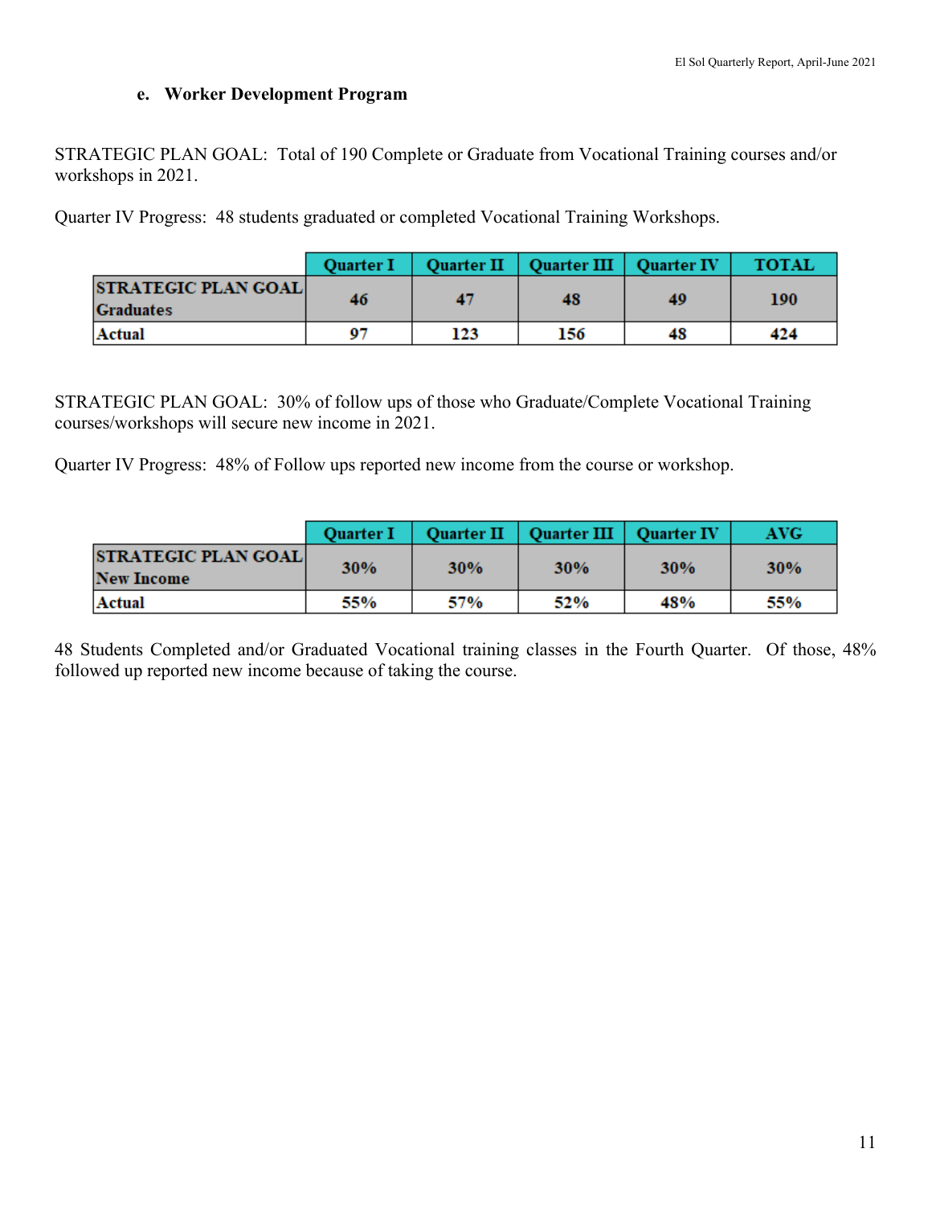### e. Worker Development Program

STRATEGIC PLAN GOAL: Total of 190 Complete or Graduate from Vocational Training courses and/or workshops in 2021.

Quarter IV Progress: 48 students graduated or completed Vocational Training Workshops.

| | Quarter I | Quarter II | Quarter III | Quarter IV | TOTAL |
|---|---|---|---|---|---|
| STRATEGIC PLAN GOAL Graduates | 46 | 47 | 48 | 49 | 190 |
| Actual | 97 | 123 | 156 | 48 | 424 |

STRATEGIC PLAN GOAL: 30% of follow ups of those who Graduate/Complete Vocational Training courses/workshops will secure new income in 2021.

Quarter IV Progress: 48% of Follow ups reported new income from the course or workshop.

| | Quarter I | Quarter II | Quarter III | Quarter IV | AVG |
|---|---|---|---|---|---|
| STRATEGIC PLAN GOAL New Income | 30% | 30% | 30% | 30% | 30% |
| Actual | 55% | 57% | 52% | 48% | 55% |

48 Students Completed and/or Graduated Vocational training classes in the Fourth Quarter. Of those, 48% followed up reported new income because of taking the course.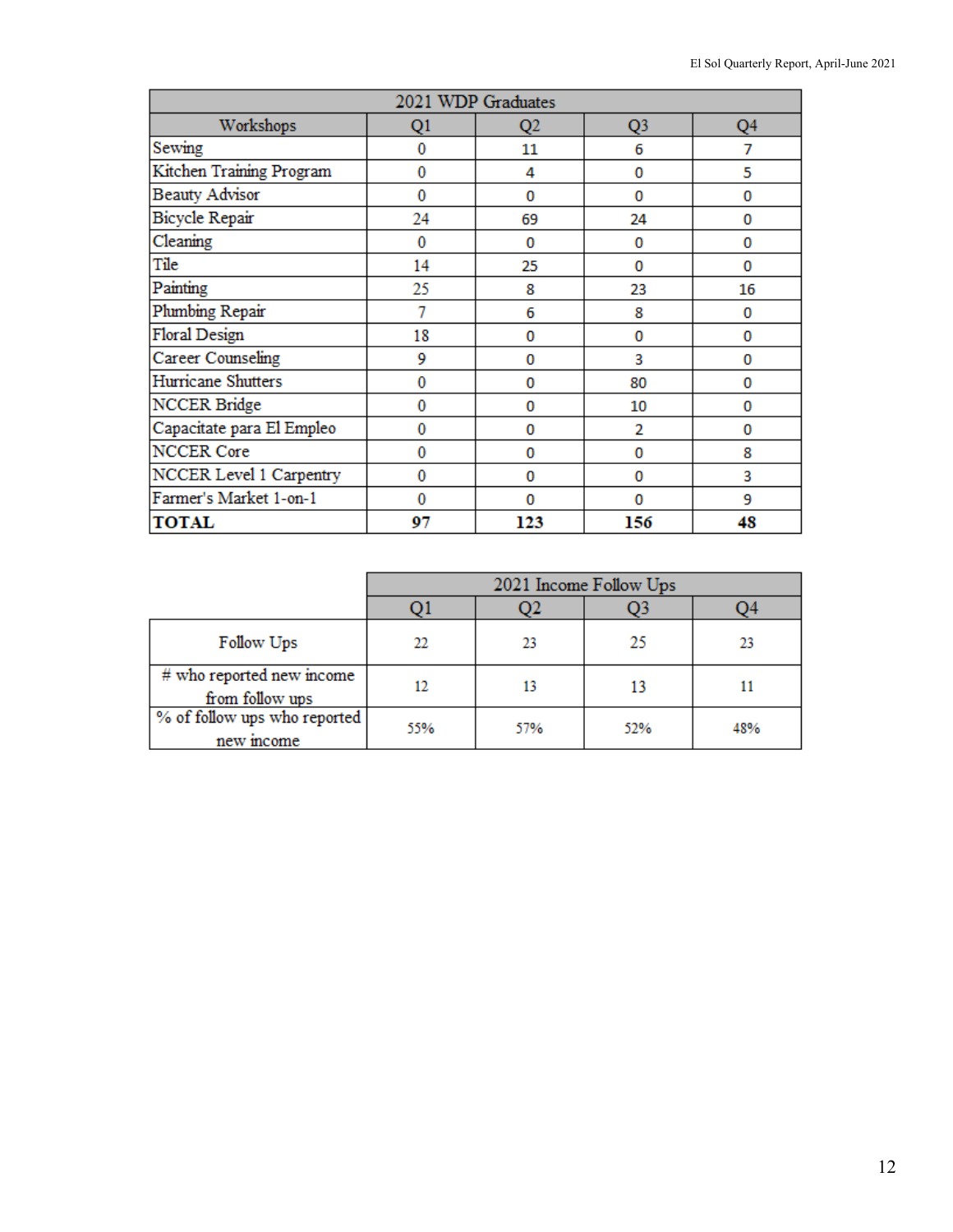| 2021 WDP Graduates | | | | |
|---|---|---|---|---|
| Workshops | Q1 | Q2 | Q3 | Q4 |
| Sewing | 0 | 11 | 6 | 7 |
| Kitchen Training Program | 0 | 4 | 0 | 5 |
| Beauty Advisor | 0 | 0 | 0 | 0 |
| Bicycle Repair | 24 | 69 | 24 | 0 |
| Cleaning | 0 | 0 | 0 | 0 |
| Tile | 14 | 25 | 0 | 0 |
| Painting | 25 | 8 | 23 | 16 |
| Plumbing Repair | 7 | 6 | 8 | 0 |
| Floral Design | 18 | 0 | 0 | 0 |
| Career Counseling | 9 | 0 | 3 | 0 |
| Hurricane Shutters | 0 | 0 | 80 | 0 |
| NCCER Bridge | 0 | 0 | 10 | 0 |
| Capacitate para El Empleo | 0 | 0 | 2 | 0 |
| NCCER Core | 0 | 0 | 0 | 8 |
| NCCER Level 1 Carpentry | 0 | 0 | 0 | 3 |
| Farmer's Market 1-on-1 | 0 | 0 | 0 | 9 |
| **TOTAL** | **97** | **123** | **156** | **48** |

| | 2021 Income Follow Ups | | | |
|---|---|---|---|---|
| | Q1 | Q2 | Q3 | Q4 |
| Follow Ups | 22 | 23 | 25 | 23 |
| # who reported new income from follow ups | 12 | 13 | 13 | 11 |
| % of follow ups who reported new income | 55% | 57% | 52% | 48% |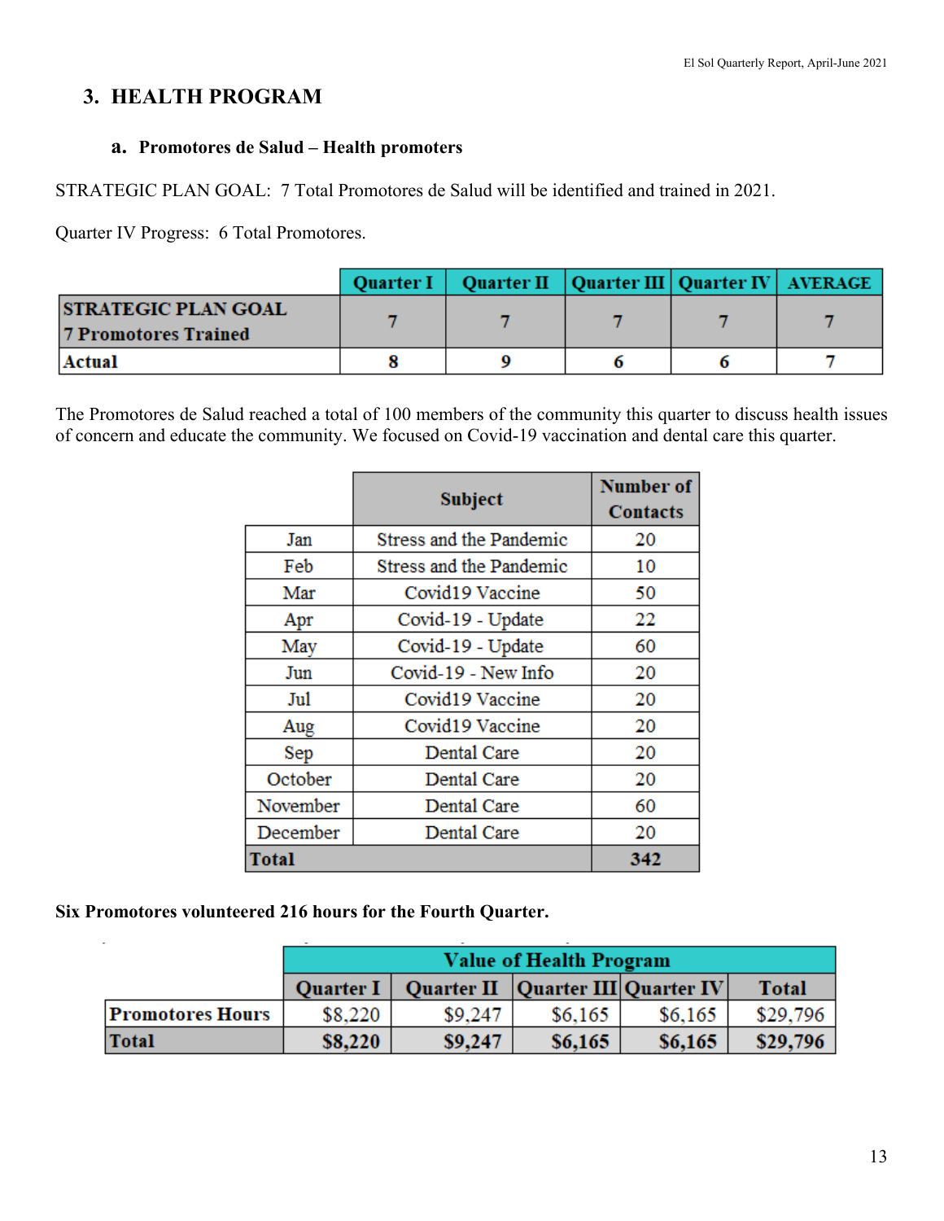## 3. HEALTH PROGRAM

### a. Promotores de Salud – Health promoters

STRATEGIC PLAN GOAL: 7 Total Promotores de Salud will be identified and trained in 2021.

Quarter IV Progress: 6 Total Promotores.

| | Quarter I | Quarter II | Quarter III | Quarter IV | AVERAGE |
|---|---|---|---|---|---|
| STRATEGIC PLAN GOAL 7 Promotores Trained | 7 | 7 | 7 | 7 | 7 |
| Actual | 8 | 9 | 6 | 6 | 7 |

The Promotores de Salud reached a total of 100 members of the community this quarter to discuss health issues of concern and educate the community. We focused on Covid-19 vaccination and dental care this quarter.

| | Subject | Number of Contacts |
|---|---|---|
| Jan | Stress and the Pandemic | 20 |
| Feb | Stress and the Pandemic | 10 |
| Mar | Covid19 Vaccine | 50 |
| Apr | Covid-19 - Update | 22 |
| May | Covid-19 - Update | 60 |
| Jun | Covid-19 - New Info | 20 |
| Jul | Covid19 Vaccine | 20 |
| Aug | Covid19 Vaccine | 20 |
| Sep | Dental Care | 20 |
| October | Dental Care | 20 |
| November | Dental Care | 60 |
| December | Dental Care | 20 |
| **Total** | | **342** |

**Six Promotores volunteered 216 hours for the Fourth Quarter.**

| | Value of Health Program | | | | |
|---|---|---|---|---|---|
| | Quarter I | Quarter II | Quarter III | Quarter IV | Total |
| Promotores Hours | $8,220 | $9,247 | $6,165 | $6,165 | $29,796 |
| **Total** | **$8,220** | **$9,247** | **$6,165** | **$6,165** | **$29,796** |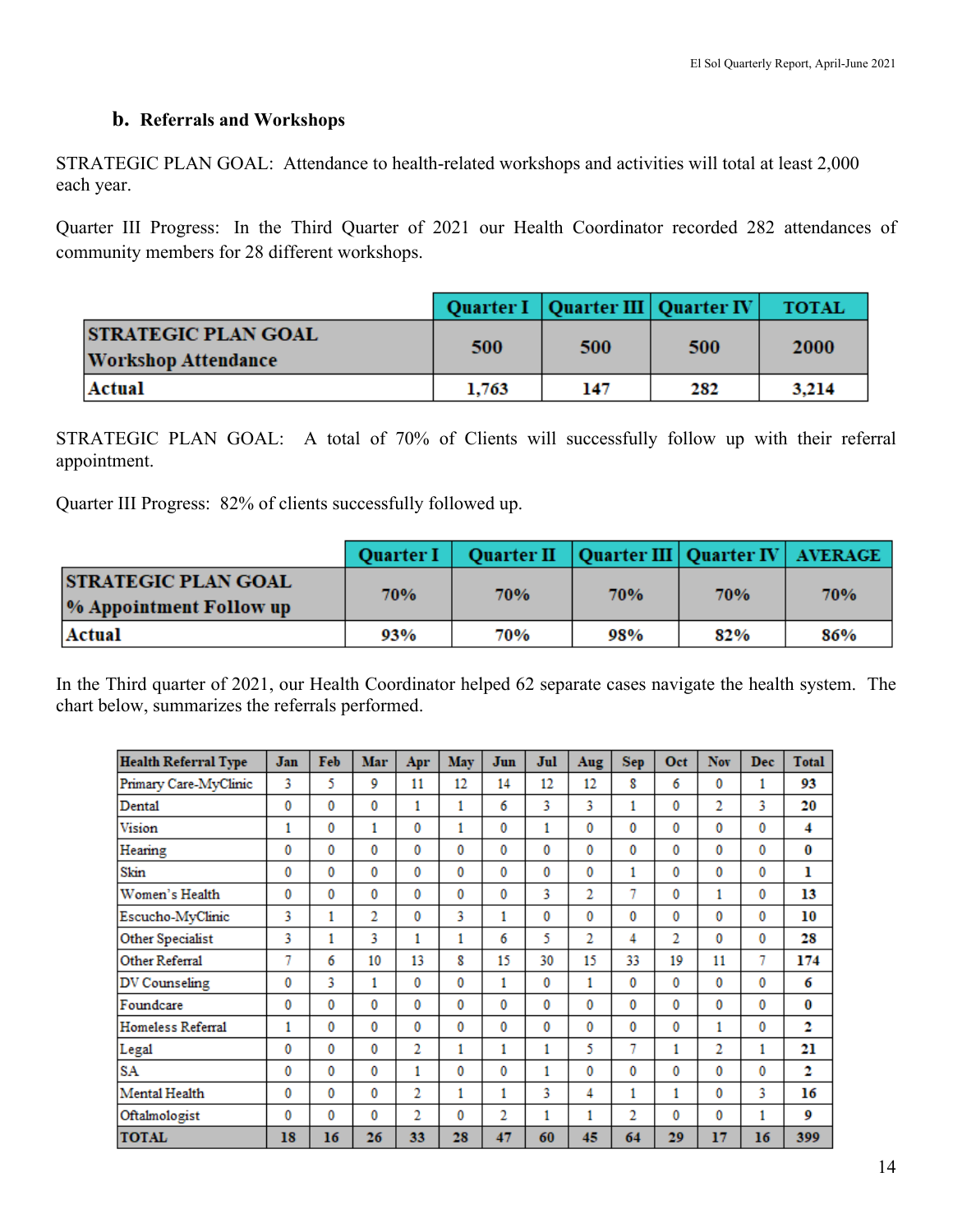### b. Referrals and Workshops

STRATEGIC PLAN GOAL: Attendance to health-related workshops and activities will total at least 2,000 each year.

Quarter III Progress: In the Third Quarter of 2021 our Health Coordinator recorded 282 attendances of community members for 28 different workshops.

| | Quarter I | Quarter III | Quarter IV | TOTAL |
|---|---|---|---|---|
| **STRATEGIC PLAN GOAL Workshop Attendance** | 500 | 500 | 500 | 2000 |
| **Actual** | 1,763 | 147 | 282 | 3,214 |

STRATEGIC PLAN GOAL: A total of 70% of Clients will successfully follow up with their referral appointment.

Quarter III Progress: 82% of clients successfully followed up.

| | Quarter I | Quarter II | Quarter III | Quarter IV | AVERAGE |
|---|---|---|---|---|---|
| **STRATEGIC PLAN GOAL % Appointment Follow up** | 70% | 70% | 70% | 70% | 70% |
| **Actual** | 93% | 70% | 98% | 82% | 86% |

In the Third quarter of 2021, our Health Coordinator helped 62 separate cases navigate the health system. The chart below, summarizes the referrals performed.

| Health Referral Type | Jan | Feb | Mar | Apr | May | Jun | Jul | Aug | Sep | Oct | Nov | Dec | Total |
|---|---|---|---|---|---|---|---|---|---|---|---|---|---|
| Primary Care-MyClinic | 3 | 5 | 9 | 11 | 12 | 14 | 12 | 12 | 8 | 6 | 0 | 1 | **93** |
| Dental | 0 | 0 | 0 | 1 | 1 | 6 | 3 | 3 | 1 | 0 | 2 | 3 | **20** |
| Vision | 1 | 0 | 1 | 0 | 1 | 0 | 1 | 0 | 0 | 0 | 0 | 0 | **4** |
| Hearing | 0 | 0 | 0 | 0 | 0 | 0 | 0 | 0 | 0 | 0 | 0 | 0 | **0** |
| Skin | 0 | 0 | 0 | 0 | 0 | 0 | 0 | 0 | 1 | 0 | 0 | 0 | **1** |
| Women's Health | 0 | 0 | 0 | 0 | 0 | 0 | 3 | 2 | 7 | 0 | 1 | 0 | **13** |
| Escucho-MyClinic | 3 | 1 | 2 | 0 | 3 | 1 | 0 | 0 | 0 | 0 | 0 | 0 | **10** |
| Other Specialist | 3 | 1 | 3 | 1 | 1 | 6 | 5 | 2 | 4 | 2 | 0 | 0 | **28** |
| Other Referral | 7 | 6 | 10 | 13 | 8 | 15 | 30 | 15 | 33 | 19 | 11 | 7 | **174** |
| DV Counseling | 0 | 3 | 1 | 0 | 0 | 1 | 0 | 1 | 0 | 0 | 0 | 0 | **6** |
| Foundcare | 0 | 0 | 0 | 0 | 0 | 0 | 0 | 0 | 0 | 0 | 0 | 0 | **0** |
| Homeless Referral | 1 | 0 | 0 | 0 | 0 | 0 | 0 | 0 | 0 | 0 | 1 | 0 | **2** |
| Legal | 0 | 0 | 0 | 2 | 1 | 1 | 1 | 5 | 7 | 1 | 2 | 1 | **21** |
| SA | 0 | 0 | 0 | 1 | 0 | 0 | 1 | 0 | 0 | 0 | 0 | 0 | **2** |
| Mental Health | 0 | 0 | 0 | 2 | 1 | 1 | 3 | 4 | 1 | 1 | 0 | 3 | **16** |
| Oftalmologist | 0 | 0 | 0 | 2 | 0 | 2 | 1 | 1 | 2 | 0 | 0 | 1 | **9** |
| **TOTAL** | **18** | **16** | **26** | **33** | **28** | **47** | **60** | **45** | **64** | **29** | **17** | **16** | **399** |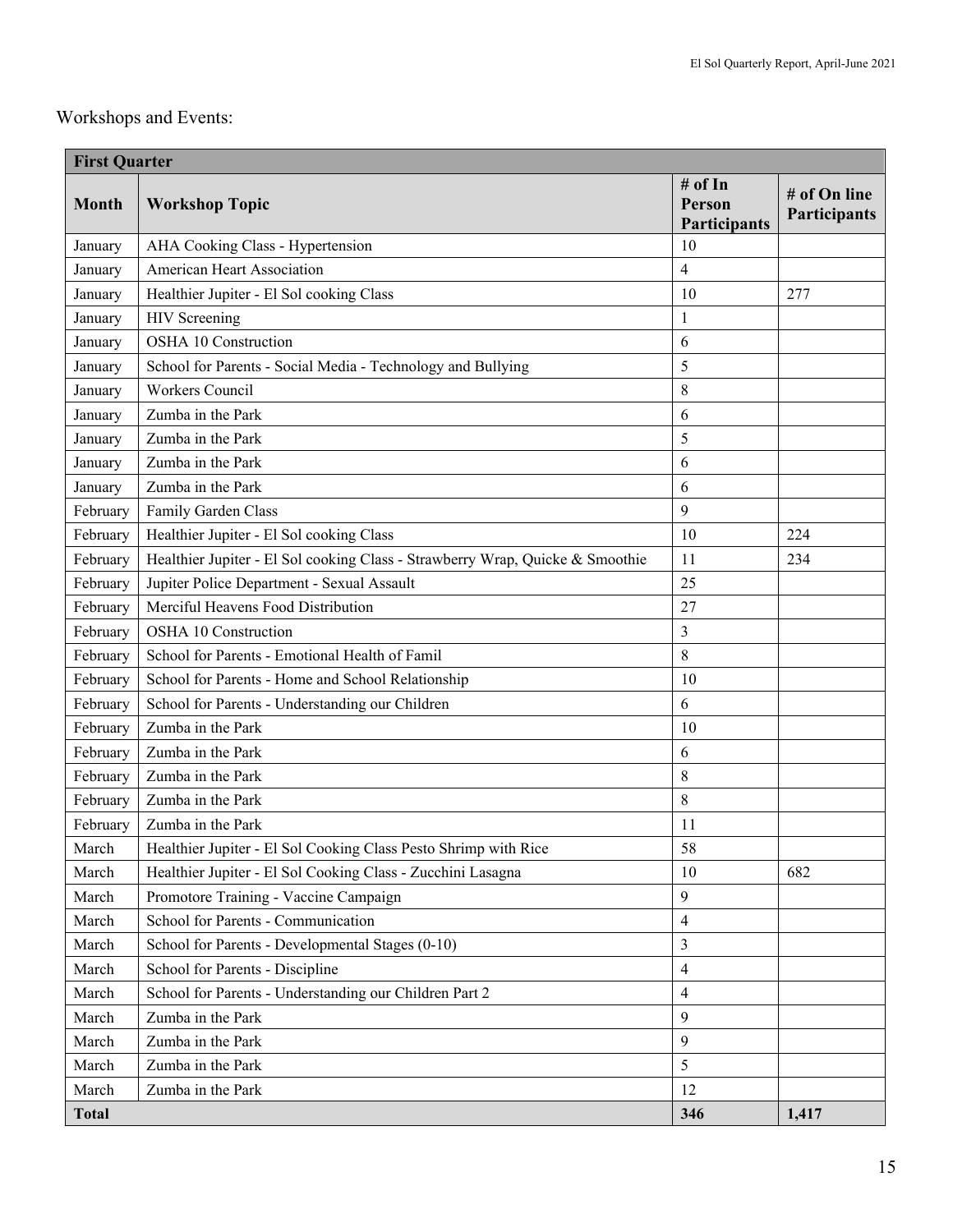Workshops and Events:

| First Quarter | | | |
|---|---|---|---|
| **Month** | **Workshop Topic** | **# of In Person Participants** | **# of On line Participants** |
| January | AHA Cooking Class - Hypertension | 10 | |
| January | American Heart Association | 4 | |
| January | Healthier Jupiter - El Sol cooking Class | 10 | 277 |
| January | HIV Screening | 1 | |
| January | OSHA 10 Construction | 6 | |
| January | School for Parents - Social Media - Technology and Bullying | 5 | |
| January | Workers Council | 8 | |
| January | Zumba in the Park | 6 | |
| January | Zumba in the Park | 5 | |
| January | Zumba in the Park | 6 | |
| January | Zumba in the Park | 6 | |
| February | Family Garden Class | 9 | |
| February | Healthier Jupiter - El Sol cooking Class | 10 | 224 |
| February | Healthier Jupiter - El Sol cooking Class - Strawberry Wrap, Quicke & Smoothie | 11 | 234 |
| February | Jupiter Police Department - Sexual Assault | 25 | |
| February | Merciful Heavens Food Distribution | 27 | |
| February | OSHA 10 Construction | 3 | |
| February | School for Parents - Emotional Health of Famil | 8 | |
| February | School for Parents - Home and School Relationship | 10 | |
| February | School for Parents - Understanding our Children | 6 | |
| February | Zumba in the Park | 10 | |
| February | Zumba in the Park | 6 | |
| February | Zumba in the Park | 8 | |
| February | Zumba in the Park | 8 | |
| February | Zumba in the Park | 11 | |
| March | Healthier Jupiter - El Sol Cooking Class Pesto Shrimp with Rice | 58 | |
| March | Healthier Jupiter - El Sol Cooking Class - Zucchini Lasagna | 10 | 682 |
| March | Promotore Training - Vaccine Campaign | 9 | |
| March | School for Parents - Communication | 4 | |
| March | School for Parents - Developmental Stages (0-10) | 3 | |
| March | School for Parents - Discipline | 4 | |
| March | School for Parents - Understanding our Children Part 2 | 4 | |
| March | Zumba in the Park | 9 | |
| March | Zumba in the Park | 9 | |
| March | Zumba in the Park | 5 | |
| March | Zumba in the Park | 12 | |
| **Total** | | **346** | **1,417** |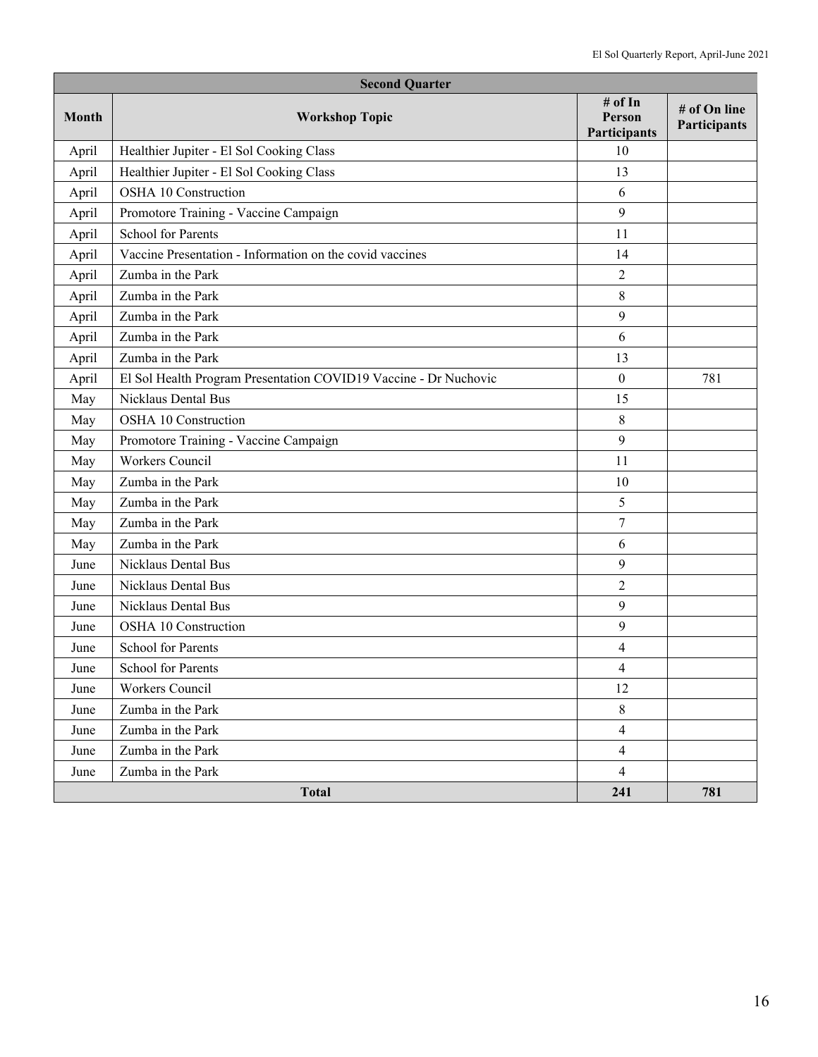| Second Quarter | | | |
|---|---|---|---|
| **Month** | **Workshop Topic** | **# of In Person Participants** | **# of On line Participants** |
| April | Healthier Jupiter - El Sol Cooking Class | 10 | |
| April | Healthier Jupiter - El Sol Cooking Class | 13 | |
| April | OSHA 10 Construction | 6 | |
| April | Promotore Training - Vaccine Campaign | 9 | |
| April | School for Parents | 11 | |
| April | Vaccine Presentation - Information on the covid vaccines | 14 | |
| April | Zumba in the Park | 2 | |
| April | Zumba in the Park | 8 | |
| April | Zumba in the Park | 9 | |
| April | Zumba in the Park | 6 | |
| April | Zumba in the Park | 13 | |
| April | El Sol Health Program Presentation COVID19 Vaccine - Dr Nuchovic | 0 | 781 |
| May | Nicklaus Dental Bus | 15 | |
| May | OSHA 10 Construction | 8 | |
| May | Promotore Training - Vaccine Campaign | 9 | |
| May | Workers Council | 11 | |
| May | Zumba in the Park | 10 | |
| May | Zumba in the Park | 5 | |
| May | Zumba in the Park | 7 | |
| May | Zumba in the Park | 6 | |
| June | Nicklaus Dental Bus | 9 | |
| June | Nicklaus Dental Bus | 2 | |
| June | Nicklaus Dental Bus | 9 | |
| June | OSHA 10 Construction | 9 | |
| June | School for Parents | 4 | |
| June | School for Parents | 4 | |
| June | Workers Council | 12 | |
| June | Zumba in the Park | 8 | |
| June | Zumba in the Park | 4 | |
| June | Zumba in the Park | 4 | |
| June | Zumba in the Park | 4 | |
| **Total** | | **241** | **781** |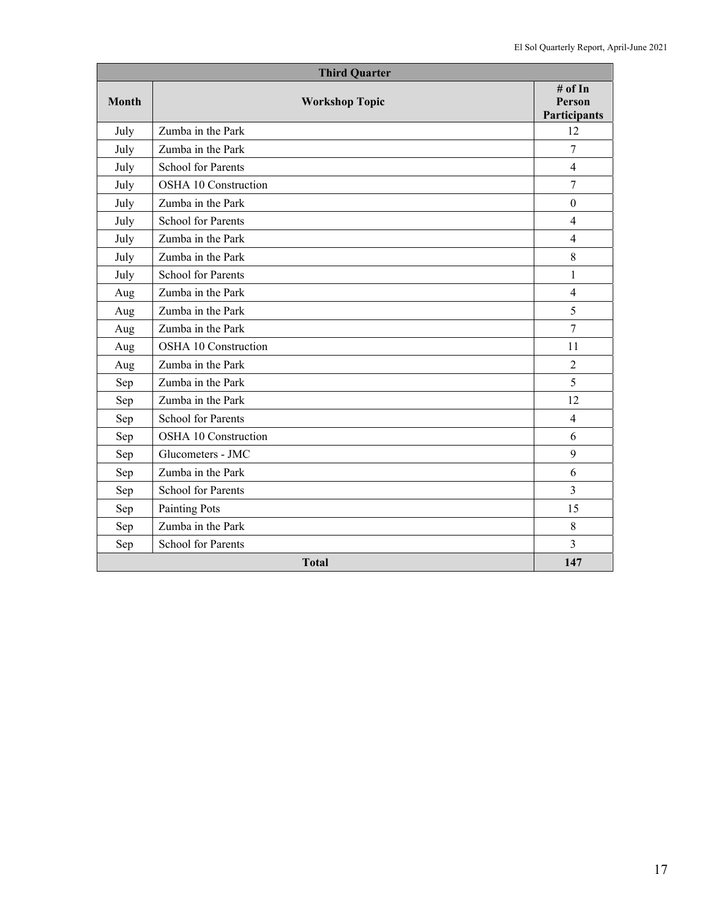| Third Quarter | | |
|---|---|---|
| **Month** | **Workshop Topic** | **# of In Person Participants** |
| July | Zumba in the Park | 12 |
| July | Zumba in the Park | 7 |
| July | School for Parents | 4 |
| July | OSHA 10 Construction | 7 |
| July | Zumba in the Park | 0 |
| July | School for Parents | 4 |
| July | Zumba in the Park | 4 |
| July | Zumba in the Park | 8 |
| July | School for Parents | 1 |
| Aug | Zumba in the Park | 4 |
| Aug | Zumba in the Park | 5 |
| Aug | Zumba in the Park | 7 |
| Aug | OSHA 10 Construction | 11 |
| Aug | Zumba in the Park | 2 |
| Sep | Zumba in the Park | 5 |
| Sep | Zumba in the Park | 12 |
| Sep | School for Parents | 4 |
| Sep | OSHA 10 Construction | 6 |
| Sep | Glucometers - JMC | 9 |
| Sep | Zumba in the Park | 6 |
| Sep | School for Parents | 3 |
| Sep | Painting Pots | 15 |
| Sep | Zumba in the Park | 8 |
| Sep | School for Parents | 3 |
| **Total** | | **147** |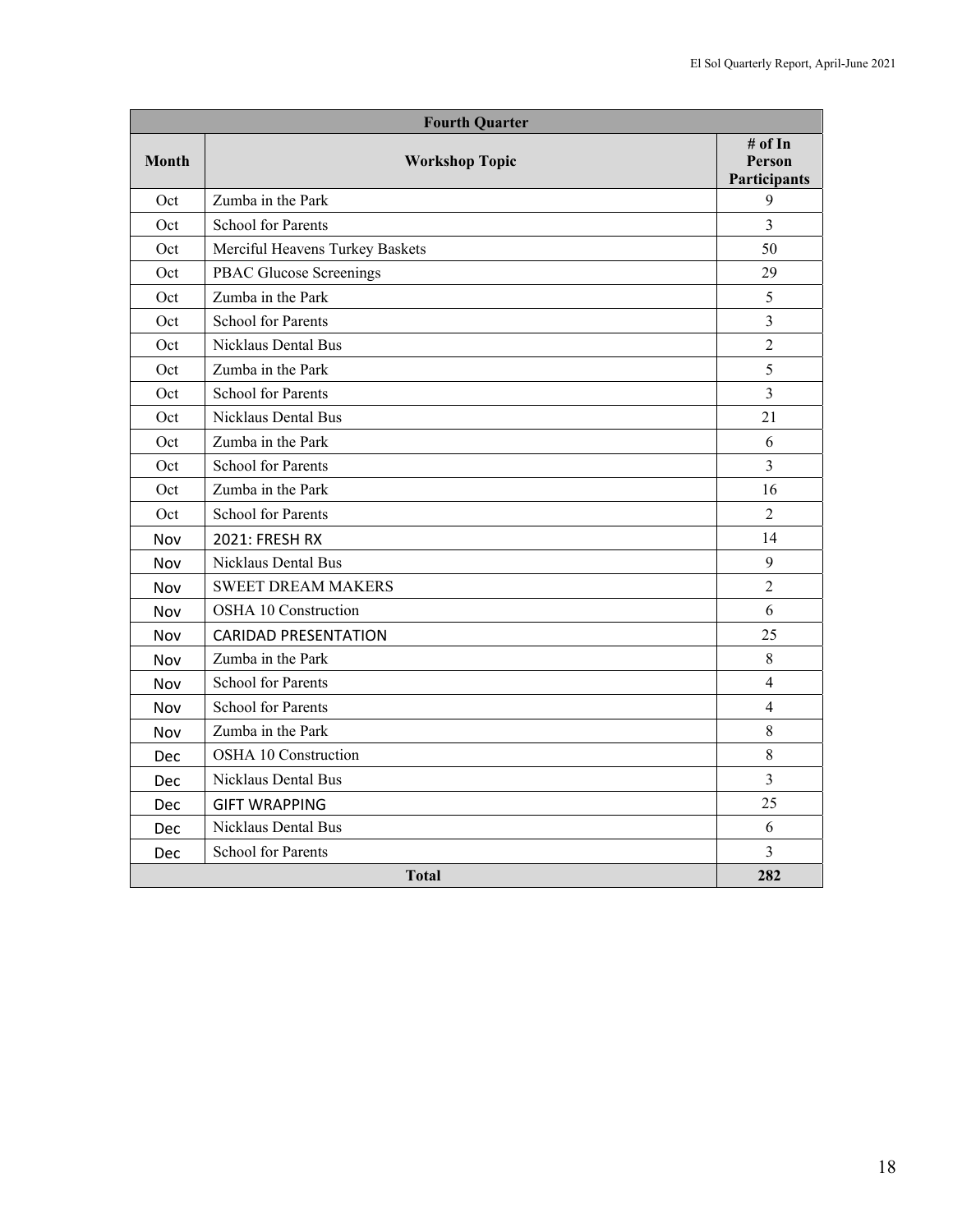| Fourth Quarter | | |
|---|---|---|
| **Month** | **Workshop Topic** | **# of In Person Participants** |
| Oct | Zumba in the Park | 9 |
| Oct | School for Parents | 3 |
| Oct | Merciful Heavens Turkey Baskets | 50 |
| Oct | PBAC Glucose Screenings | 29 |
| Oct | Zumba in the Park | 5 |
| Oct | School for Parents | 3 |
| Oct | Nicklaus Dental Bus | 2 |
| Oct | Zumba in the Park | 5 |
| Oct | School for Parents | 3 |
| Oct | Nicklaus Dental Bus | 21 |
| Oct | Zumba in the Park | 6 |
| Oct | School for Parents | 3 |
| Oct | Zumba in the Park | 16 |
| Oct | School for Parents | 2 |
| Nov | 2021: FRESH RX | 14 |
| Nov | Nicklaus Dental Bus | 9 |
| Nov | SWEET DREAM MAKERS | 2 |
| Nov | OSHA 10 Construction | 6 |
| Nov | CARIDAD PRESENTATION | 25 |
| Nov | Zumba in the Park | 8 |
| Nov | School for Parents | 4 |
| Nov | School for Parents | 4 |
| Nov | Zumba in the Park | 8 |
| Dec | OSHA 10 Construction | 8 |
| Dec | Nicklaus Dental Bus | 3 |
| Dec | GIFT WRAPPING | 25 |
| Dec | Nicklaus Dental Bus | 6 |
| Dec | School for Parents | 3 |
| **Total** | | **282** |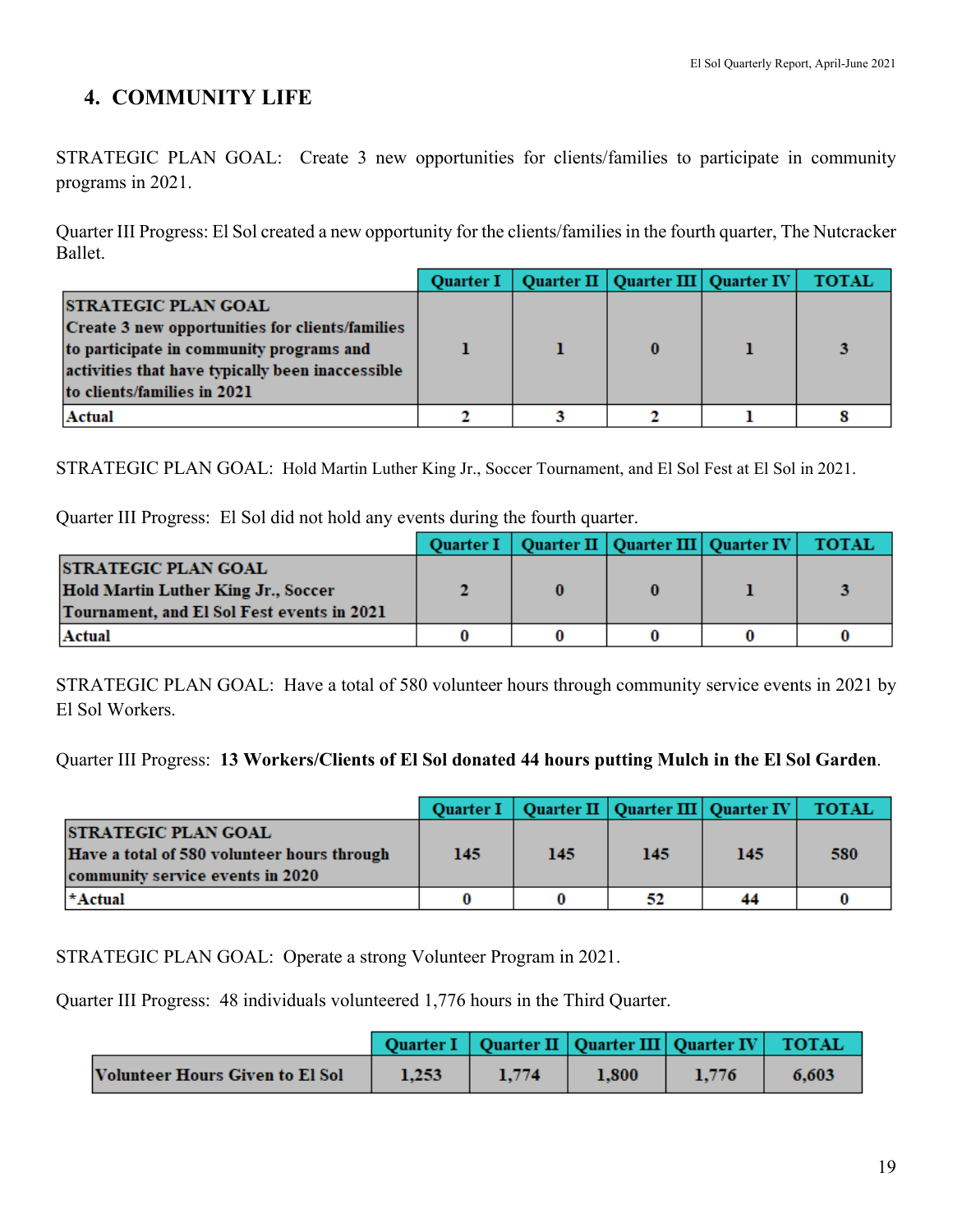## 4. COMMUNITY LIFE

STRATEGIC PLAN GOAL: Create 3 new opportunities for clients/families to participate in community programs in 2021.

Quarter III Progress: El Sol created a new opportunity for the clients/families in the fourth quarter, The Nutcracker Ballet.

| | Quarter I | Quarter II | Quarter III | Quarter IV | TOTAL |
|---|---|---|---|---|---|
| **STRATEGIC PLAN GOAL** **Create 3 new opportunities for clients/families to participate in community programs and activities that have typically been inaccessible to clients/families in 2021** | 1 | 1 | 0 | 1 | 3 |
| **Actual** | 2 | 3 | 2 | 1 | 8 |

STRATEGIC PLAN GOAL: Hold Martin Luther King Jr., Soccer Tournament, and El Sol Fest at El Sol in 2021.

Quarter III Progress: El Sol did not hold any events during the fourth quarter.

| | Quarter I | Quarter II | Quarter III | Quarter IV | TOTAL |
|---|---|---|---|---|---|
| **STRATEGIC PLAN GOAL** **Hold Martin Luther King Jr., Soccer Tournament, and El Sol Fest events in 2021** | 2 | 0 | 0 | 1 | 3 |
| **Actual** | 0 | 0 | 0 | 0 | 0 |

STRATEGIC PLAN GOAL: Have a total of 580 volunteer hours through community service events in 2021 by El Sol Workers.

Quarter III Progress: **13 Workers/Clients of El Sol donated 44 hours putting Mulch in the El Sol Garden**.

| | Quarter I | Quarter II | Quarter III | Quarter IV | TOTAL |
|---|---|---|---|---|---|
| **STRATEGIC PLAN GOAL** **Have a total of 580 volunteer hours through community service events in 2020** | 145 | 145 | 145 | 145 | 580 |
| ***Actual** | 0 | 0 | 52 | 44 | 0 |

STRATEGIC PLAN GOAL: Operate a strong Volunteer Program in 2021.

Quarter III Progress: 48 individuals volunteered 1,776 hours in the Third Quarter.

| | Quarter I | Quarter II | Quarter III | Quarter IV | TOTAL |
|---|---|---|---|---|---|
| **Volunteer Hours Given to El Sol** | 1,253 | 1,774 | 1,800 | 1,776 | 6,603 |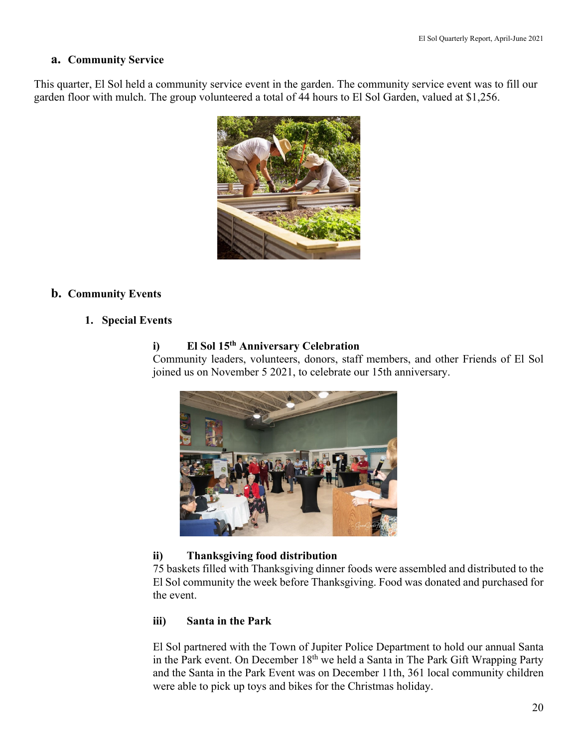## a. Community Service

This quarter, El Sol held a community service event in the garden. The community service event was to fill our garden floor with mulch. The group volunteered a total of 44 hours to El Sol Garden, valued at $1,256.

## b. Community Events

### 1. Special Events

#### i) El Sol 15th Anniversary Celebration

Community leaders, volunteers, donors, staff members, and other Friends of El Sol joined us on November 5 2021, to celebrate our 15th anniversary.

#### ii) Thanksgiving food distribution

75 baskets filled with Thanksgiving dinner foods were assembled and distributed to the El Sol community the week before Thanksgiving. Food was donated and purchased for the event.

#### iii) Santa in the Park

El Sol partnered with the Town of Jupiter Police Department to hold our annual Santa in the Park event. On December 18th we held a Santa in The Park Gift Wrapping Party and the Santa in the Park Event was on December 11th, 361 local community children were able to pick up toys and bikes for the Christmas holiday.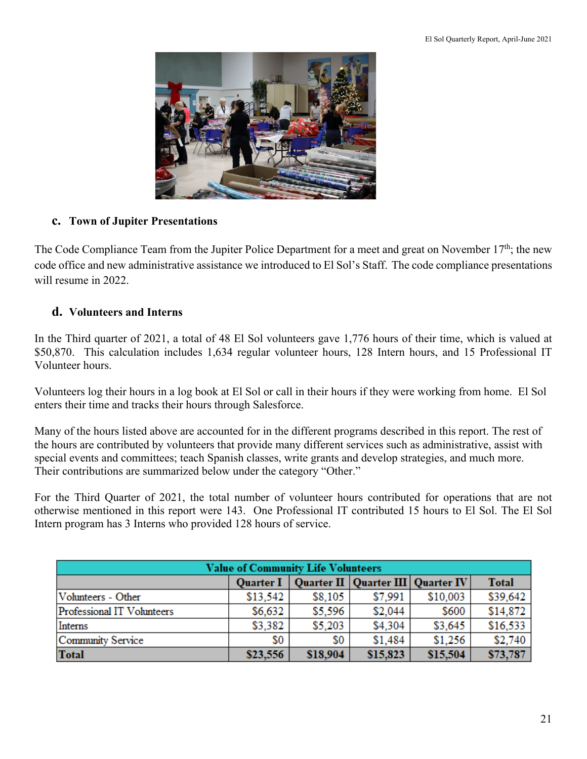### c. Town of Jupiter Presentations

The Code Compliance Team from the Jupiter Police Department for a meet and great on November 17th; the new code office and new administrative assistance we introduced to El Sol's Staff. The code compliance presentations will resume in 2022.

### d. Volunteers and Interns

In the Third quarter of 2021, a total of 48 El Sol volunteers gave 1,776 hours of their time, which is valued at $50,870. This calculation includes 1,634 regular volunteer hours, 128 Intern hours, and 15 Professional IT Volunteer hours.

Volunteers log their hours in a log book at El Sol or call in their hours if they were working from home. El Sol enters their time and tracks their hours through Salesforce.

Many of the hours listed above are accounted for in the different programs described in this report. The rest of the hours are contributed by volunteers that provide many different services such as administrative, assist with special events and committees; teach Spanish classes, write grants and develop strategies, and much more. Their contributions are summarized below under the category "Other."

For the Third Quarter of 2021, the total number of volunteer hours contributed for operations that are not otherwise mentioned in this report were 143. One Professional IT contributed 15 hours to El Sol. The El Sol Intern program has 3 Interns who provided 128 hours of service.

| Value of Community Life Volunteers | | | | | |
|---|---|---|---|---|---|
| | Quarter I | Quarter II | Quarter III | Quarter IV | Total |
| Volunteers - Other | $13,542 | $8,105 | $7,991 | $10,003 | $39,642 |
| Professional IT Volunteers | $6,632 | $5,596 | $2,044 | $600 | $14,872 |
| Interns | $3,382 | $5,203 | $4,304 | $3,645 | $16,533 |
| Community Service | $0 | $0 | $1,484 | $1,256 | $2,740 |
| **Total** | **$23,556** | **$18,904** | **$15,823** | **$15,504** | **$73,787** |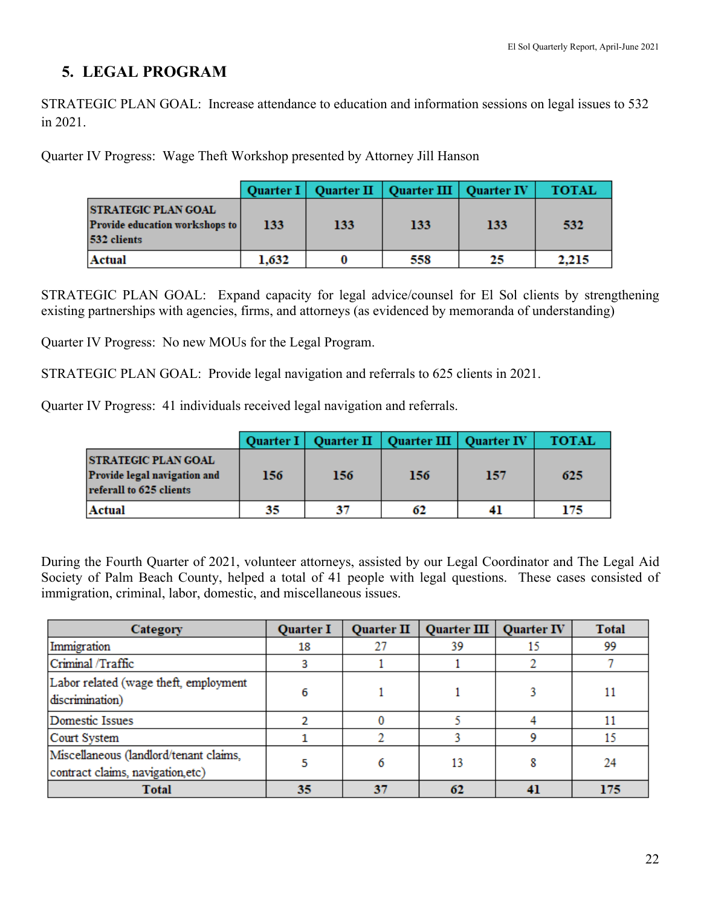## 5. LEGAL PROGRAM

STRATEGIC PLAN GOAL: Increase attendance to education and information sessions on legal issues to 532 in 2021.

Quarter IV Progress: Wage Theft Workshop presented by Attorney Jill Hanson

| | Quarter I | Quarter II | Quarter III | Quarter IV | TOTAL |
|---|---|---|---|---|---|
| **STRATEGIC PLAN GOAL Provide education workshops to 532 clients** | 133 | 133 | 133 | 133 | 532 |
| **Actual** | 1,632 | 0 | 558 | 25 | 2,215 |

STRATEGIC PLAN GOAL: Expand capacity for legal advice/counsel for El Sol clients by strengthening existing partnerships with agencies, firms, and attorneys (as evidenced by memoranda of understanding)

Quarter IV Progress: No new MOUs for the Legal Program.

STRATEGIC PLAN GOAL: Provide legal navigation and referrals to 625 clients in 2021.

Quarter IV Progress: 41 individuals received legal navigation and referrals.

| | Quarter I | Quarter II | Quarter III | Quarter IV | TOTAL |
|---|---|---|---|---|---|
| **STRATEGIC PLAN GOAL Provide legal navigation and referall to 625 clients** | 156 | 156 | 156 | 157 | 625 |
| **Actual** | 35 | 37 | 62 | 41 | 175 |

During the Fourth Quarter of 2021, volunteer attorneys, assisted by our Legal Coordinator and The Legal Aid Society of Palm Beach County, helped a total of 41 people with legal questions. These cases consisted of immigration, criminal, labor, domestic, and miscellaneous issues.

| Category | Quarter I | Quarter II | Quarter III | Quarter IV | Total |
|---|---|---|---|---|---|
| Immigration | 18 | 27 | 39 | 15 | 99 |
| Criminal /Traffic | 3 | 1 | 1 | 2 | 7 |
| Labor related (wage theft, employment discrimination) | 6 | 1 | 1 | 3 | 11 |
| Domestic Issues | 2 | 0 | 5 | 4 | 11 |
| Court System | 1 | 2 | 3 | 9 | 15 |
| Miscellaneous (landlord/tenant claims, contract claims, navigation,etc) | 5 | 6 | 13 | 8 | 24 |
| **Total** | **35** | **37** | **62** | **41** | **175** |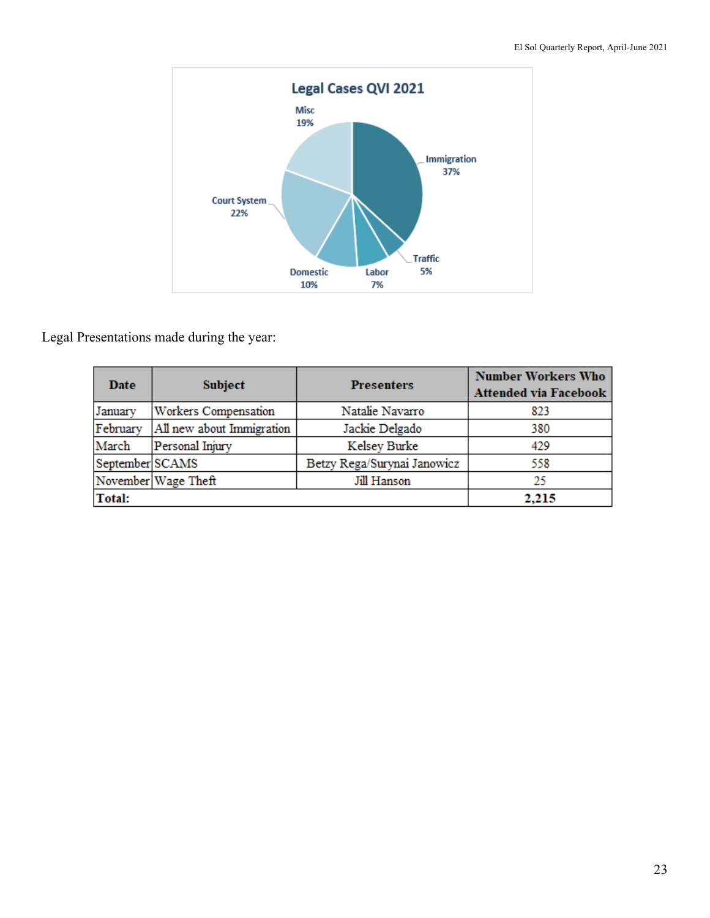**Legal Cases QVI 2021**

- Immigration 37%
- Court System 22%
- Misc 19%
- Domestic 10%
- Labor 7%
- Traffic 5%

Legal Presentations made during the year:

| Date | Subject | Presenters | Number Workers Who Attended via Facebook |
|---|---|---|---|
| January | Workers Compensation | Natalie Navarro | 823 |
| February | All new about Immigration | Jackie Delgado | 380 |
| March | Personal Injury | Kelsey Burke | 429 |
| September | SCAMS | Betzy Rega/Surynai Janowicz | 558 |
| November | Wage Theft | Jill Hanson | 25 |
| **Total:** | | | **2,215** |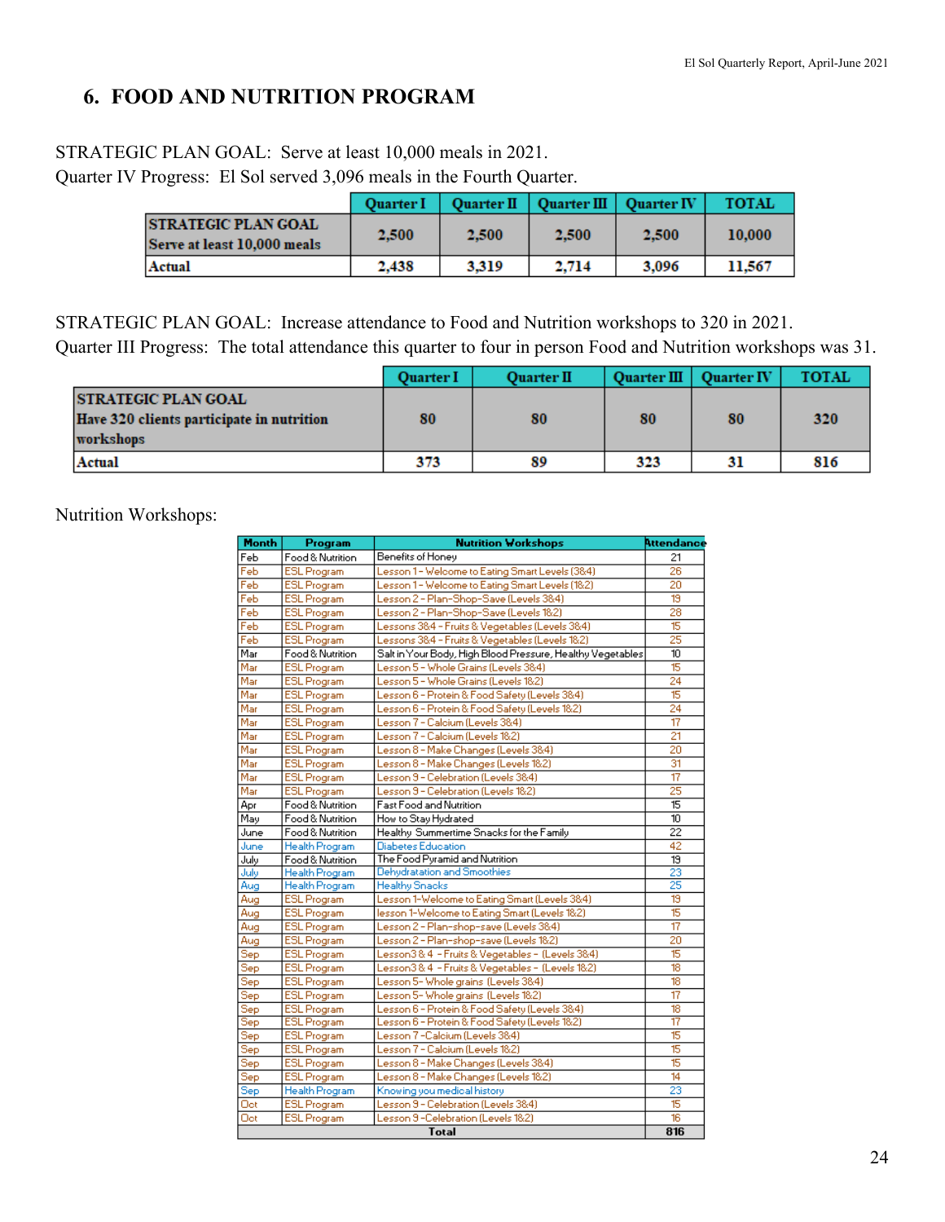## 6. FOOD AND NUTRITION PROGRAM

STRATEGIC PLAN GOAL: Serve at least 10,000 meals in 2021.
Quarter IV Progress: El Sol served 3,096 meals in the Fourth Quarter.

| | Quarter I | Quarter II | Quarter III | Quarter IV | TOTAL |
|---|---|---|---|---|---|
| **STRATEGIC PLAN GOAL Serve at least 10,000 meals** | 2,500 | 2,500 | 2,500 | 2,500 | 10,000 |
| **Actual** | 2,438 | 3,319 | 2,714 | 3,096 | 11,567 |

STRATEGIC PLAN GOAL: Increase attendance to Food and Nutrition workshops to 320 in 2021.
Quarter III Progress: The total attendance this quarter to four in person Food and Nutrition workshops was 31.

| | Quarter I | Quarter II | Quarter III | Quarter IV | TOTAL |
|---|---|---|---|---|---|
| **STRATEGIC PLAN GOAL Have 320 clients participate in nutrition workshops** | 80 | 80 | 80 | 80 | 320 |
| **Actual** | 373 | 89 | 323 | 31 | 816 |

Nutrition Workshops:

| Month | Program | Nutrition Workshops | Attendance |
|---|---|---|---|
| Feb | Food & Nutrition | Benefits of Honey | 21 |
| Feb | ESL Program | Lesson 1 - Welcome to Eating Smart Levels (3&4) | 26 |
| Feb | ESL Program | Lesson 1 - Welcome to Eating Smart Levels (1&2) | 20 |
| Feb | ESL Program | Lesson 2 - Plan-Shop-Save (Levels 3&4) | 19 |
| Feb | ESL Program | Lesson 2 - Plan-Shop-Save (Levels 1&2) | 28 |
| Feb | ESL Program | Lessons 3&4 - Fruits & Vegetables (Levels 3&4) | 15 |
| Feb | ESL Program | Lessons 3&4 - Fruits & Vegetables (Levels 1&2) | 25 |
| Mar | Food & Nutrition | Salt in Your Body, High Blood Pressure, Healthy Vegetables | 10 |
| Mar | ESL Program | Lesson 5 - Whole Grains (Levels 3&4) | 15 |
| Mar | ESL Program | Lesson 5 - Whole Grains (Levels 1&2) | 24 |
| Mar | ESL Program | Lesson 6 - Protein & Food Safety (Levels 3&4) | 15 |
| Mar | ESL Program | Lesson 6 - Protein & Food Safety (Levels 1&2) | 24 |
| Mar | ESL Program | Lesson 7 - Calcium (Levels 3&4) | 17 |
| Mar | ESL Program | Lesson 7 - Calcium (Levels 1&2) | 21 |
| Mar | ESL Program | Lesson 8 - Make Changes (Levels 3&4) | 20 |
| Mar | ESL Program | Lesson 8 - Make Changes (Levels 1&2) | 31 |
| Mar | ESL Program | Lesson 9 - Celebration (Levels 3&4) | 17 |
| Mar | ESL Program | Lesson 9 - Celebration (Levels 1&2) | 25 |
| Apr | Food & Nutrition | Fast Food and Nutrition | 15 |
| May | Food & Nutrition | How to Stay Hydrated | 10 |
| June | Food & Nutrition | Healthy Summertime Snacks for the Family | 22 |
| June | Health Program | Diabetes Education | 42 |
| July | Food & Nutrition | The Food Pyramid and Nutrition | 19 |
| July | Health Program | Dehydratation and Smoothies | 23 |
| Aug | Health Program | Healthy Snacks | 25 |
| Aug | ESL Program | Lesson 1-Welcome to Eating Smart (Levels 3&4) | 19 |
| Aug | ESL Program | lesson 1-Welcome to Eating Smart (Levels 1&2) | 15 |
| Aug | ESL Program | Lesson 2 - Plan-shop-save (Levels 3&4) | 17 |
| Aug | ESL Program | Lesson 2 - Plan-shop-save (Levels 1&2) | 20 |
| Sep | ESL Program | Lesson3 & 4 - Fruits & Vegetables - (Levels 3&4) | 15 |
| Sep | ESL Program | Lesson3 & 4 - Fruits & Vegetables - (Levels 1&2) | 18 |
| Sep | ESL Program | Lesson 5- Whole grains (Levels 3&4) | 18 |
| Sep | ESL Program | Lesson 5- Whole grains (Levels 1&2) | 17 |
| Sep | ESL Program | Lesson 6 - Protein & Food Safety (Levels 3&4) | 18 |
| Sep | ESL Program | Lesson 6 - Protein & Food Safety (Levels 1&2) | 17 |
| Sep | ESL Program | Lesson 7 -Calcium (Levels 3&4) | 15 |
| Sep | ESL Program | Lesson 7 - Calcium (Levels 1&2) | 15 |
| Sep | ESL Program | Lesson 8 - Make Changes (Levels 3&4) | 15 |
| Sep | ESL Program | Lesson 8 - Make Changes (Levels 1&2) | 14 |
| Sep | Health Program | Knowing you medical history | 23 |
| Oct | ESL Program | Lesson 9 - Celebration (Levels 3&4) | 15 |
| Oct | ESL Program | Lesson 9 -Celebration (Levels 1&2) | 16 |
| | | **Total** | **816** |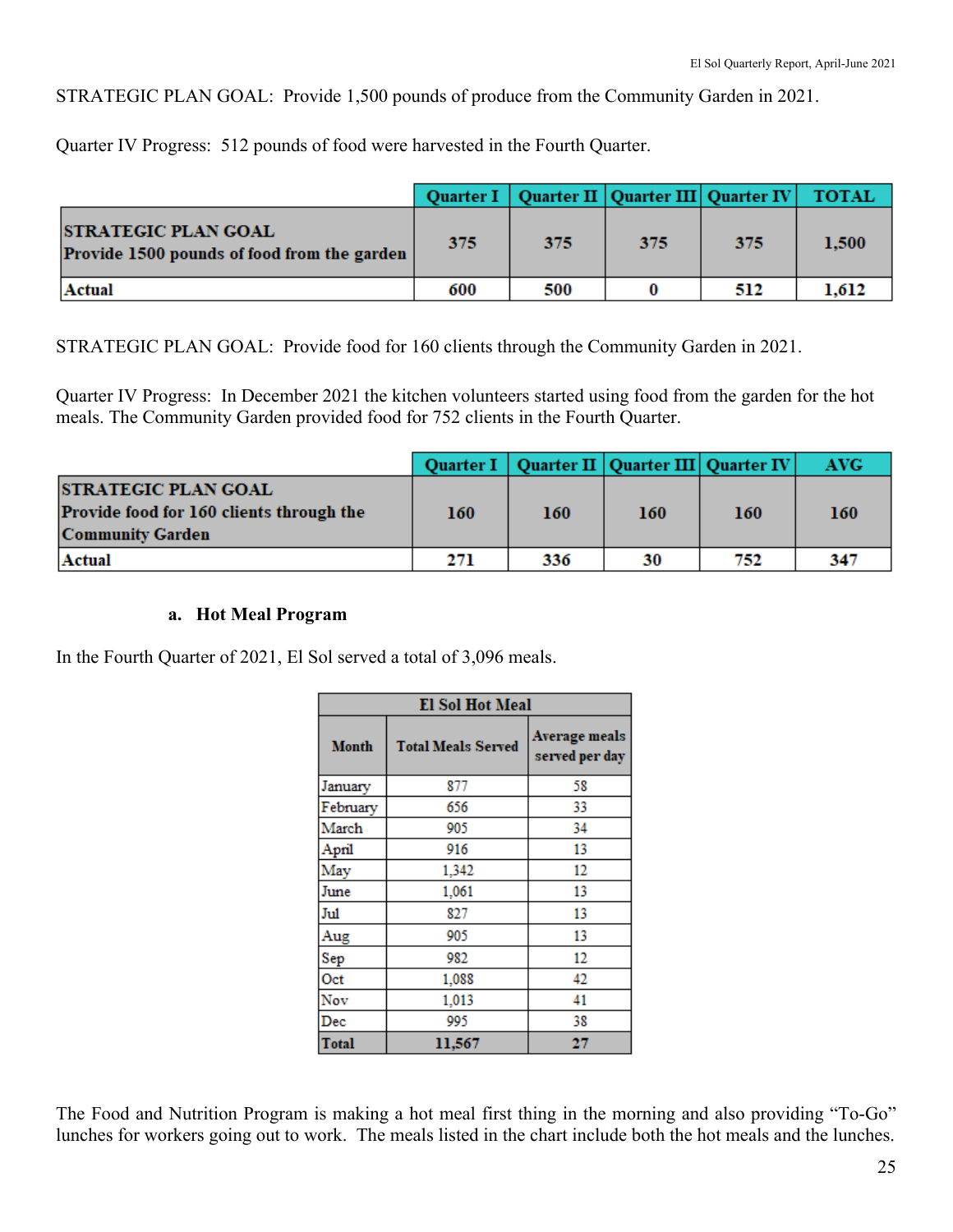STRATEGIC PLAN GOAL: Provide 1,500 pounds of produce from the Community Garden in 2021.

Quarter IV Progress: 512 pounds of food were harvested in the Fourth Quarter.

| | Quarter I | Quarter II | Quarter III | Quarter IV | TOTAL |
|---|---|---|---|---|---|
| **STRATEGIC PLAN GOAL Provide 1500 pounds of food from the garden** | 375 | 375 | 375 | 375 | 1,500 |
| **Actual** | 600 | 500 | 0 | 512 | 1,612 |

STRATEGIC PLAN GOAL: Provide food for 160 clients through the Community Garden in 2021.

Quarter IV Progress: In December 2021 the kitchen volunteers started using food from the garden for the hot meals. The Community Garden provided food for 752 clients in the Fourth Quarter.

| | Quarter I | Quarter II | Quarter III | Quarter IV | AVG |
|---|---|---|---|---|---|
| **STRATEGIC PLAN GOAL Provide food for 160 clients through the Community Garden** | 160 | 160 | 160 | 160 | 160 |
| **Actual** | 271 | 336 | 30 | 752 | 347 |

### a. Hot Meal Program

In the Fourth Quarter of 2021, El Sol served a total of 3,096 meals.

| El Sol Hot Meal | | |
|---|---|---|
| **Month** | **Total Meals Served** | **Average meals served per day** |
| January | 877 | 58 |
| February | 656 | 33 |
| March | 905 | 34 |
| April | 916 | 13 |
| May | 1,342 | 12 |
| June | 1,061 | 13 |
| Jul | 827 | 13 |
| Aug | 905 | 13 |
| Sep | 982 | 12 |
| Oct | 1,088 | 42 |
| Nov | 1,013 | 41 |
| Dec | 995 | 38 |
| **Total** | **11,567** | **27** |

The Food and Nutrition Program is making a hot meal first thing in the morning and also providing "To-Go" lunches for workers going out to work. The meals listed in the chart include both the hot meals and the lunches.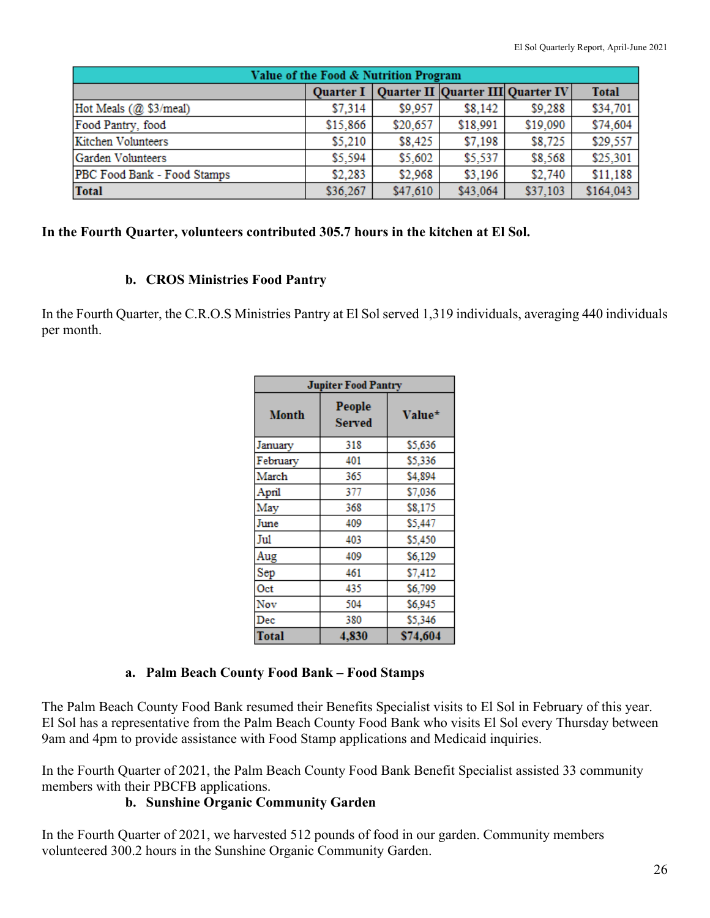| Value of the Food & Nutrition Program | | | | | |
|---|---|---|---|---|---|
| | Quarter I | Quarter II | Quarter III | Quarter IV | Total |
| Hot Meals (@ $3/meal) | $7,314 | $9,957 | $8,142 | $9,288 | $34,701 |
| Food Pantry, food | $15,866 | $20,657 | $18,991 | $19,090 | $74,604 |
| Kitchen Volunteers | $5,210 | $8,425 | $7,198 | $8,725 | $29,557 |
| Garden Volunteers | $5,594 | $5,602 | $5,537 | $8,568 | $25,301 |
| PBC Food Bank - Food Stamps | $2,283 | $2,968 | $3,196 | $2,740 | $11,188 |
| **Total** | $36,267 | $47,610 | $43,064 | $37,103 | $164,043 |

**In the Fourth Quarter, volunteers contributed 305.7 hours in the kitchen at El Sol.**

### b. CROS Ministries Food Pantry

In the Fourth Quarter, the C.R.O.S Ministries Pantry at El Sol served 1,319 individuals, averaging 440 individuals per month.

| Jupiter Food Pantry | | |
|---|---|---|
| Month | People Served | Value* |
| January | 318 | $5,636 |
| February | 401 | $5,336 |
| March | 365 | $4,894 |
| April | 377 | $7,036 |
| May | 368 | $8,175 |
| June | 409 | $5,447 |
| Jul | 403 | $5,450 |
| Aug | 409 | $6,129 |
| Sep | 461 | $7,412 |
| Oct | 435 | $6,799 |
| Nov | 504 | $6,945 |
| Dec | 380 | $5,346 |
| **Total** | **4,830** | **$74,604** |

### a. Palm Beach County Food Bank – Food Stamps

The Palm Beach County Food Bank resumed their Benefits Specialist visits to El Sol in February of this year. El Sol has a representative from the Palm Beach County Food Bank who visits El Sol every Thursday between 9am and 4pm to provide assistance with Food Stamp applications and Medicaid inquiries.

In the Fourth Quarter of 2021, the Palm Beach County Food Bank Benefit Specialist assisted 33 community members with their PBCFB applications.

### b. Sunshine Organic Community Garden

In the Fourth Quarter of 2021, we harvested 512 pounds of food in our garden. Community members volunteered 300.2 hours in the Sunshine Organic Community Garden.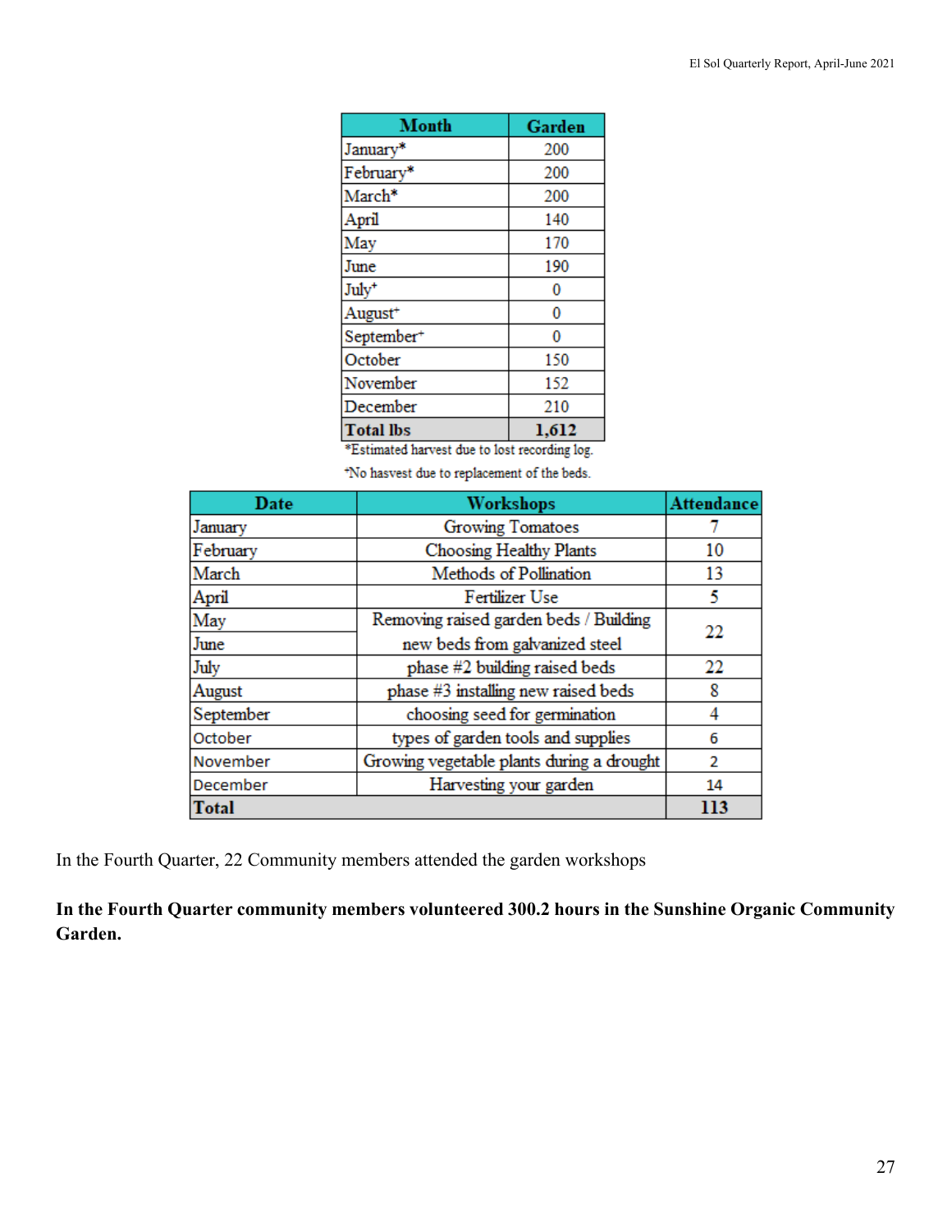| Month | Garden |
|---|---|
| January* | 200 |
| February* | 200 |
| March* | 200 |
| April | 140 |
| May | 170 |
| June | 190 |
| July+ | 0 |
| August+ | 0 |
| September+ | 0 |
| October | 150 |
| November | 152 |
| December | 210 |
| **Total lbs** | **1,612** |

*Estimated harvest due to lost recording log.

+No hasvest due to replacement of the beds.

| Date | Workshops | Attendance |
|---|---|---|
| January | Growing Tomatoes | 7 |
| February | Choosing Healthy Plants | 10 |
| March | Methods of Pollination | 13 |
| April | Fertilizer Use | 5 |
| May | Removing raised garden beds / Building new beds from galvanized steel | 22 |
| June | | |
| July | phase #2 building raised beds | 22 |
| August | phase #3 installing new raised beds | 8 |
| September | choosing seed for germination | 4 |
| October | types of garden tools and supplies | 6 |
| November | Growing vegetable plants during a drought | 2 |
| December | Harvesting your garden | 14 |
| **Total** | | **113** |

In the Fourth Quarter, 22 Community members attended the garden workshops

**In the Fourth Quarter community members volunteered 300.2 hours in the Sunshine Organic Community Garden.**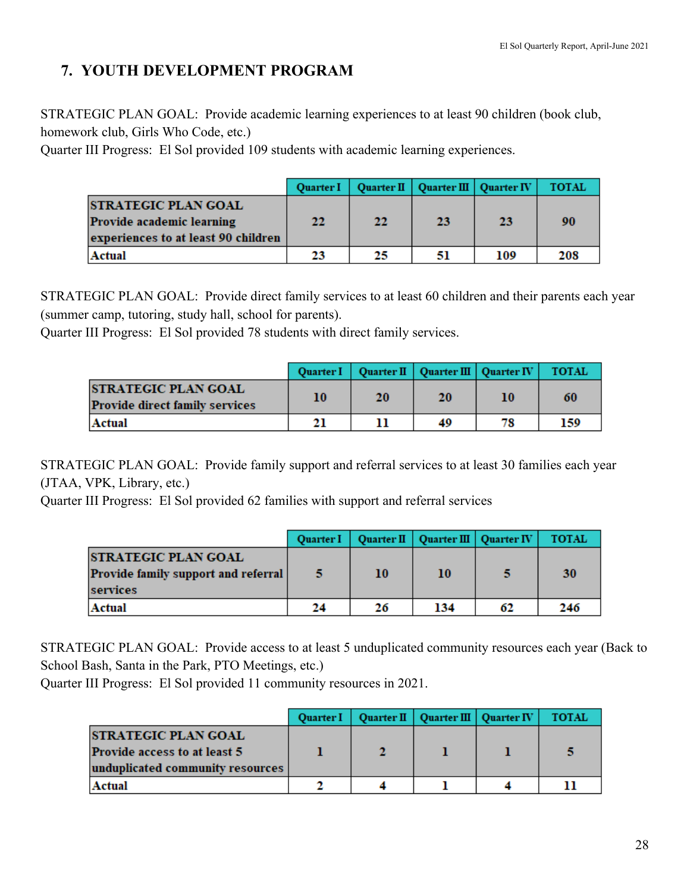## 7. YOUTH DEVELOPMENT PROGRAM

STRATEGIC PLAN GOAL: Provide academic learning experiences to at least 90 children (book club, homework club, Girls Who Code, etc.)
Quarter III Progress: El Sol provided 109 students with academic learning experiences.

| | Quarter I | Quarter II | Quarter III | Quarter IV | TOTAL |
|---|---|---|---|---|---|
| **STRATEGIC PLAN GOAL Provide academic learning experiences to at least 90 children** | 22 | 22 | 23 | 23 | 90 |
| **Actual** | 23 | 25 | 51 | 109 | 208 |

STRATEGIC PLAN GOAL: Provide direct family services to at least 60 children and their parents each year (summer camp, tutoring, study hall, school for parents).
Quarter III Progress: El Sol provided 78 students with direct family services.

| | Quarter I | Quarter II | Quarter III | Quarter IV | TOTAL |
|---|---|---|---|---|---|
| **STRATEGIC PLAN GOAL Provide direct family services** | 10 | 20 | 20 | 10 | 60 |
| **Actual** | 21 | 11 | 49 | 78 | 159 |

STRATEGIC PLAN GOAL: Provide family support and referral services to at least 30 families each year (JTAA, VPK, Library, etc.)
Quarter III Progress: El Sol provided 62 families with support and referral services

| | Quarter I | Quarter II | Quarter III | Quarter IV | TOTAL |
|---|---|---|---|---|---|
| **STRATEGIC PLAN GOAL Provide family support and referral services** | 5 | 10 | 10 | 5 | 30 |
| **Actual** | 24 | 26 | 134 | 62 | 246 |

STRATEGIC PLAN GOAL: Provide access to at least 5 unduplicated community resources each year (Back to School Bash, Santa in the Park, PTO Meetings, etc.)
Quarter III Progress: El Sol provided 11 community resources in 2021.

| | Quarter I | Quarter II | Quarter III | Quarter IV | TOTAL |
|---|---|---|---|---|---|
| **STRATEGIC PLAN GOAL Provide access to at least 5 unduplicated community resources** | 1 | 2 | 1 | 1 | 5 |
| **Actual** | 2 | 4 | 1 | 4 | 11 |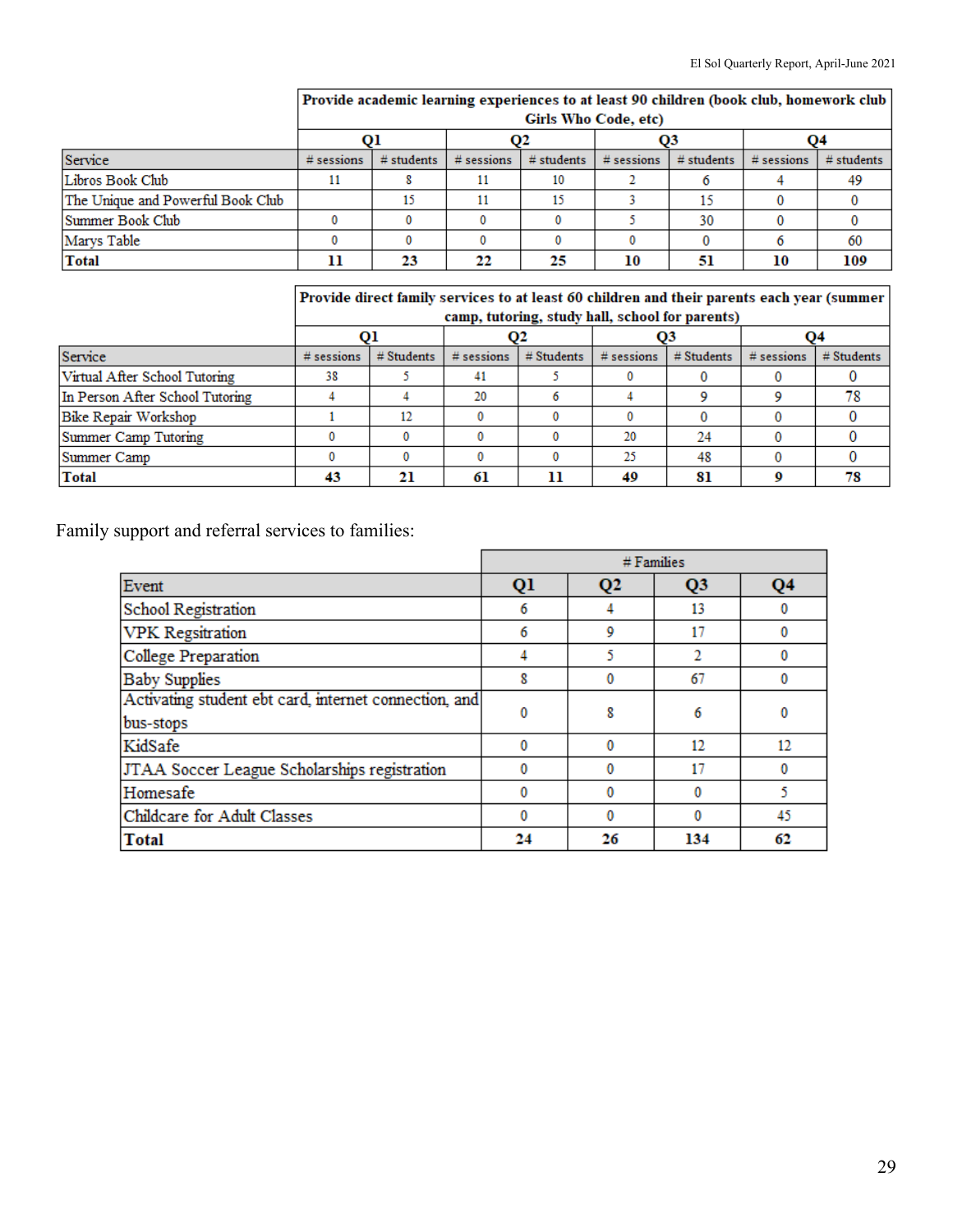| | Provide academic learning experiences to at least 90 children (book club, homework club Girls Who Code, etc) | | | | | | | |
|---|---|---|---|---|---|---|---|---|
| | Q1 | | Q2 | | Q3 | | Q4 | |
| Service | # sessions | # students | # sessions | # students | # sessions | # students | # sessions | # students |
| Libros Book Club | 11 | 8 | 11 | 10 | 2 | 6 | 4 | 49 |
| The Unique and Powerful Book Club | | 15 | 11 | 15 | 3 | 15 | 0 | 0 |
| Summer Book Club | 0 | 0 | 0 | 0 | 5 | 30 | 0 | 0 |
| Marys Table | 0 | 0 | 0 | 0 | 0 | 0 | 6 | 60 |
| **Total** | **11** | **23** | **22** | **25** | **10** | **51** | **10** | **109** |

| | Provide direct family services to at least 60 children and their parents each year (summer camp, tutoring, study hall, school for parents) | | | | | | | |
|---|---|---|---|---|---|---|---|---|
| | Q1 | | Q2 | | Q3 | | Q4 | |
| Service | # sessions | # Students | # sessions | # Students | # sessions | # Students | # sessions | # Students |
| Virtual After School Tutoring | 38 | 5 | 41 | 5 | 0 | 0 | 0 | 0 |
| In Person After School Tutoring | 4 | 4 | 20 | 6 | 4 | 9 | 9 | 78 |
| Bike Repair Workshop | 1 | 12 | 0 | 0 | 0 | 0 | 0 | 0 |
| Summer Camp Tutoring | 0 | 0 | 0 | 0 | 20 | 24 | 0 | 0 |
| Summer Camp | 0 | 0 | 0 | 0 | 25 | 48 | 0 | 0 |
| **Total** | **43** | **21** | **61** | **11** | **49** | **81** | **9** | **78** |

Family support and referral services to families:

| | # Families | | | |
|---|---|---|---|---|
| Event | Q1 | Q2 | Q3 | Q4 |
| School Registration | 6 | 4 | 13 | 0 |
| VPK Regsitration | 6 | 9 | 17 | 0 |
| College Preparation | 4 | 5 | 2 | 0 |
| Baby Supplies | 8 | 0 | 67 | 0 |
| Activating student ebt card, internet connection, and bus-stops | 0 | 8 | 6 | 0 |
| KidSafe | 0 | 0 | 12 | 12 |
| JTAA Soccer League Scholarships registration | 0 | 0 | 17 | 0 |
| Homesafe | 0 | 0 | 0 | 5 |
| Childcare for Adult Classes | 0 | 0 | 0 | 45 |
| **Total** | **24** | **26** | **134** | **62** |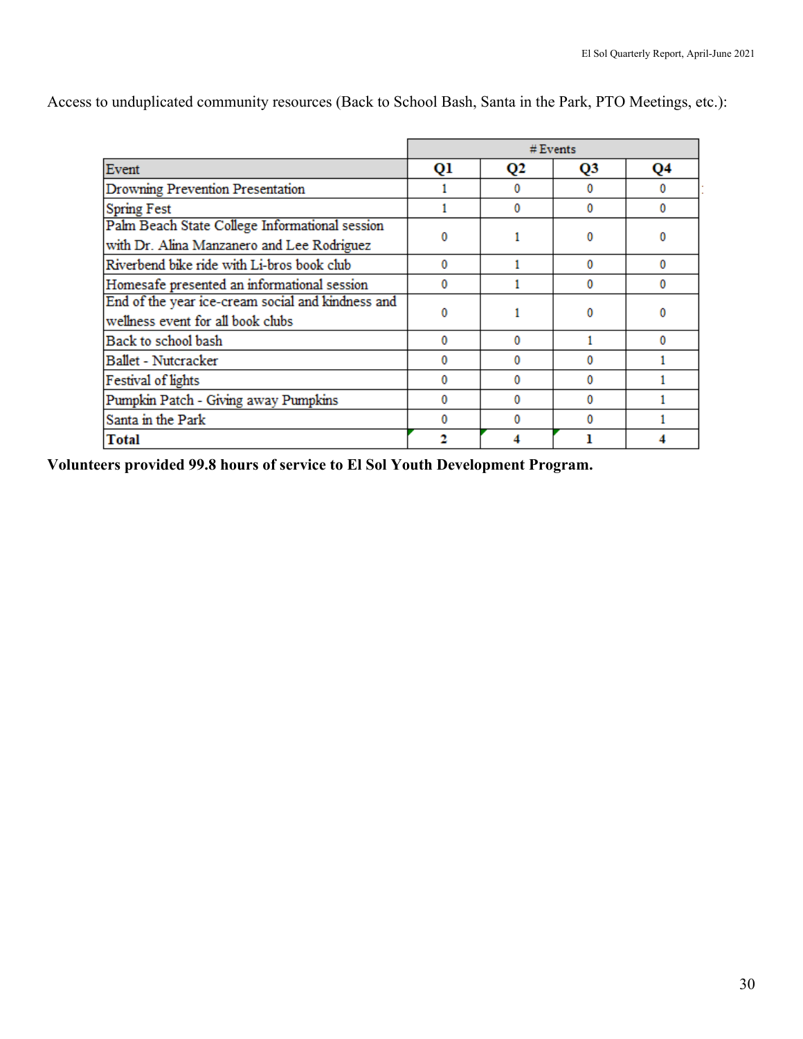Access to unduplicated community resources (Back to School Bash, Santa in the Park, PTO Meetings, etc.):

| | # Events | | | |
|---|---|---|---|---|
| Event | Q1 | Q2 | Q3 | Q4 |
| Drowning Prevention Presentation | 1 | 0 | 0 | 0 |
| Spring Fest | 1 | 0 | 0 | 0 |
| Palm Beach State College Informational session with Dr. Alina Manzanero and Lee Rodriguez | 0 | 1 | 0 | 0 |
| Riverbend bike ride with Li-bros book club | 0 | 1 | 0 | 0 |
| Homesafe presented an informational session | 0 | 1 | 0 | 0 |
| End of the year ice-cream social and kindness and wellness event for all book clubs | 0 | 1 | 0 | 0 |
| Back to school bash | 0 | 0 | 1 | 0 |
| Ballet - Nutcracker | 0 | 0 | 0 | 1 |
| Festival of lights | 0 | 0 | 0 | 1 |
| Pumpkin Patch - Giving away Pumpkins | 0 | 0 | 0 | 1 |
| Santa in the Park | 0 | 0 | 0 | 1 |
| **Total** | **2** | **4** | **1** | **4** |

**Volunteers provided 99.8 hours of service to El Sol Youth Development Program.**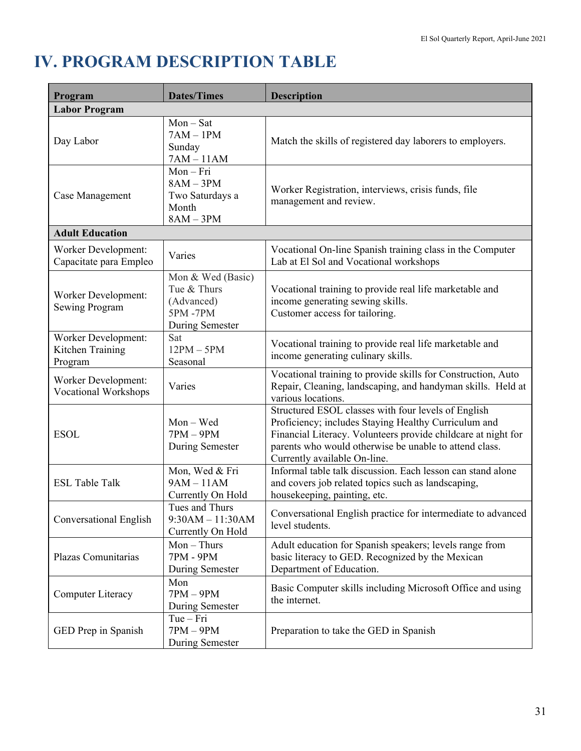# IV. PROGRAM DESCRIPTION TABLE

| Program | Dates/Times | Description |
|---|---|---|
| **Labor Program** | | |
| Day Labor | Mon – Sat<br>7AM – 1PM<br>Sunday<br>7AM – 11AM | Match the skills of registered day laborers to employers. |
| Case Management | Mon – Fri<br>8AM – 3PM<br>Two Saturdays a Month<br>8AM – 3PM | Worker Registration, interviews, crisis funds, file management and review. |
| **Adult Education** | | |
| Worker Development: Capacitate para Empleo | Varies | Vocational On-line Spanish training class in the Computer Lab at El Sol and Vocational workshops |
| Worker Development: Sewing Program | Mon & Wed (Basic)<br>Tue & Thurs (Advanced)<br>5PM -7PM<br>During Semester | Vocational training to provide real life marketable and income generating sewing skills.<br>Customer access for tailoring. |
| Worker Development: Kitchen Training Program | Sat<br>12PM – 5PM<br>Seasonal | Vocational training to provide real life marketable and income generating culinary skills. |
| Worker Development: Vocational Workshops | Varies | Vocational training to provide skills for Construction, Auto Repair, Cleaning, landscaping, and handyman skills. Held at various locations. |
| ESOL | Mon – Wed<br>7PM – 9PM<br>During Semester | Structured ESOL classes with four levels of English Proficiency; includes Staying Healthy Curriculum and Financial Literacy. Volunteers provide childcare at night for parents who would otherwise be unable to attend class. Currently available On-line. |
| ESL Table Talk | Mon, Wed & Fri<br>9AM – 11AM<br>Currently On Hold | Informal table talk discussion. Each lesson can stand alone and covers job related topics such as landscaping, housekeeping, painting, etc. |
| Conversational English | Tues and Thurs<br>9:30AM – 11:30AM<br>Currently On Hold | Conversational English practice for intermediate to advanced level students. |
| Plazas Comunitarias | Mon – Thurs<br>7PM - 9PM<br>During Semester | Adult education for Spanish speakers; levels range from basic literacy to GED. Recognized by the Mexican Department of Education. |
| Computer Literacy | Mon<br>7PM – 9PM<br>During Semester | Basic Computer skills including Microsoft Office and using the internet. |
| GED Prep in Spanish | Tue – Fri<br>7PM – 9PM<br>During Semester | Preparation to take the GED in Spanish |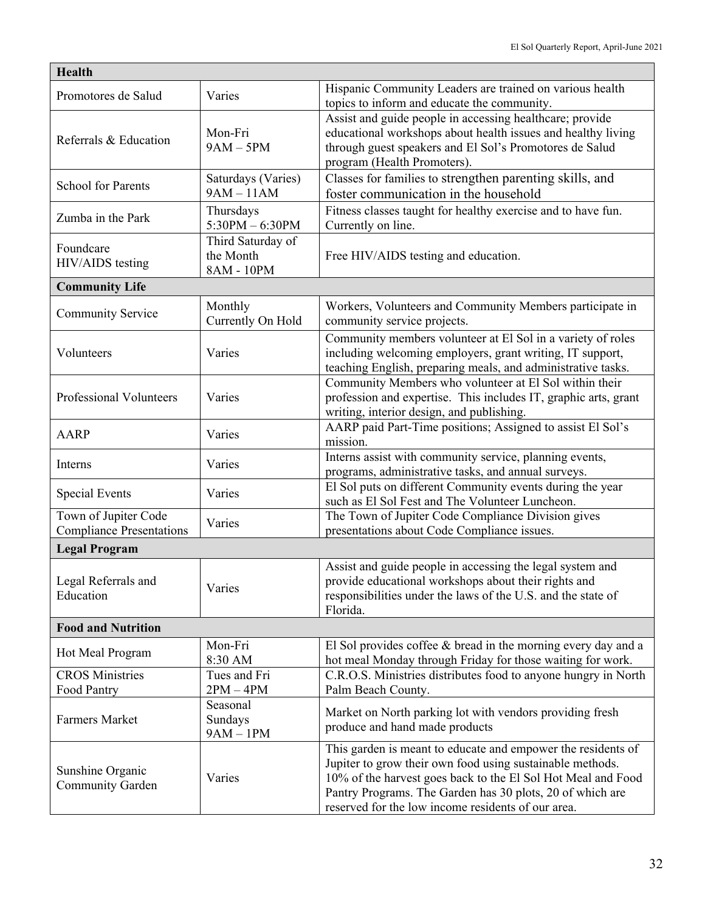| **Health** | | |
|---|---|---|
| Promotores de Salud | Varies | Hispanic Community Leaders are trained on various health topics to inform and educate the community. |
| Referrals & Education | Mon-Fri<br>9AM – 5PM | Assist and guide people in accessing healthcare; provide educational workshops about health issues and healthy living through guest speakers and El Sol's Promotores de Salud program (Health Promoters). |
| School for Parents | Saturdays (Varies)<br>9AM – 11AM | Classes for families to strengthen parenting skills, and foster communication in the household |
| Zumba in the Park | Thursdays<br>5:30PM – 6:30PM | Fitness classes taught for healthy exercise and to have fun. Currently on line. |
| Foundcare<br>HIV/AIDS testing | Third Saturday of the Month<br>8AM - 10PM | Free HIV/AIDS testing and education. |
| **Community Life** | | |
| Community Service | Monthly<br>Currently On Hold | Workers, Volunteers and Community Members participate in community service projects. |
| Volunteers | Varies | Community members volunteer at El Sol in a variety of roles including welcoming employers, grant writing, IT support, teaching English, preparing meals, and administrative tasks. |
| Professional Volunteers | Varies | Community Members who volunteer at El Sol within their profession and expertise. This includes IT, graphic arts, grant writing, interior design, and publishing. |
| AARP | Varies | AARP paid Part-Time positions; Assigned to assist El Sol's mission. |
| Interns | Varies | Interns assist with community service, planning events, programs, administrative tasks, and annual surveys. |
| Special Events | Varies | El Sol puts on different Community events during the year such as El Sol Fest and The Volunteer Luncheon. |
| Town of Jupiter Code Compliance Presentations | Varies | The Town of Jupiter Code Compliance Division gives presentations about Code Compliance issues. |
| **Legal Program** | | |
| Legal Referrals and Education | Varies | Assist and guide people in accessing the legal system and provide educational workshops about their rights and responsibilities under the laws of the U.S. and the state of Florida. |
| **Food and Nutrition** | | |
| Hot Meal Program | Mon-Fri<br>8:30 AM | El Sol provides coffee & bread in the morning every day and a hot meal Monday through Friday for those waiting for work. |
| CROS Ministries<br>Food Pantry | Tues and Fri<br>2PM – 4PM | C.R.O.S. Ministries distributes food to anyone hungry in North Palm Beach County. |
| Farmers Market | Seasonal<br>Sundays<br>9AM – 1PM | Market on North parking lot with vendors providing fresh produce and hand made products |
| Sunshine Organic Community Garden | Varies | This garden is meant to educate and empower the residents of Jupiter to grow their own food using sustainable methods. 10% of the harvest goes back to the El Sol Hot Meal and Food Pantry Programs. The Garden has 30 plots, 20 of which are reserved for the low income residents of our area. |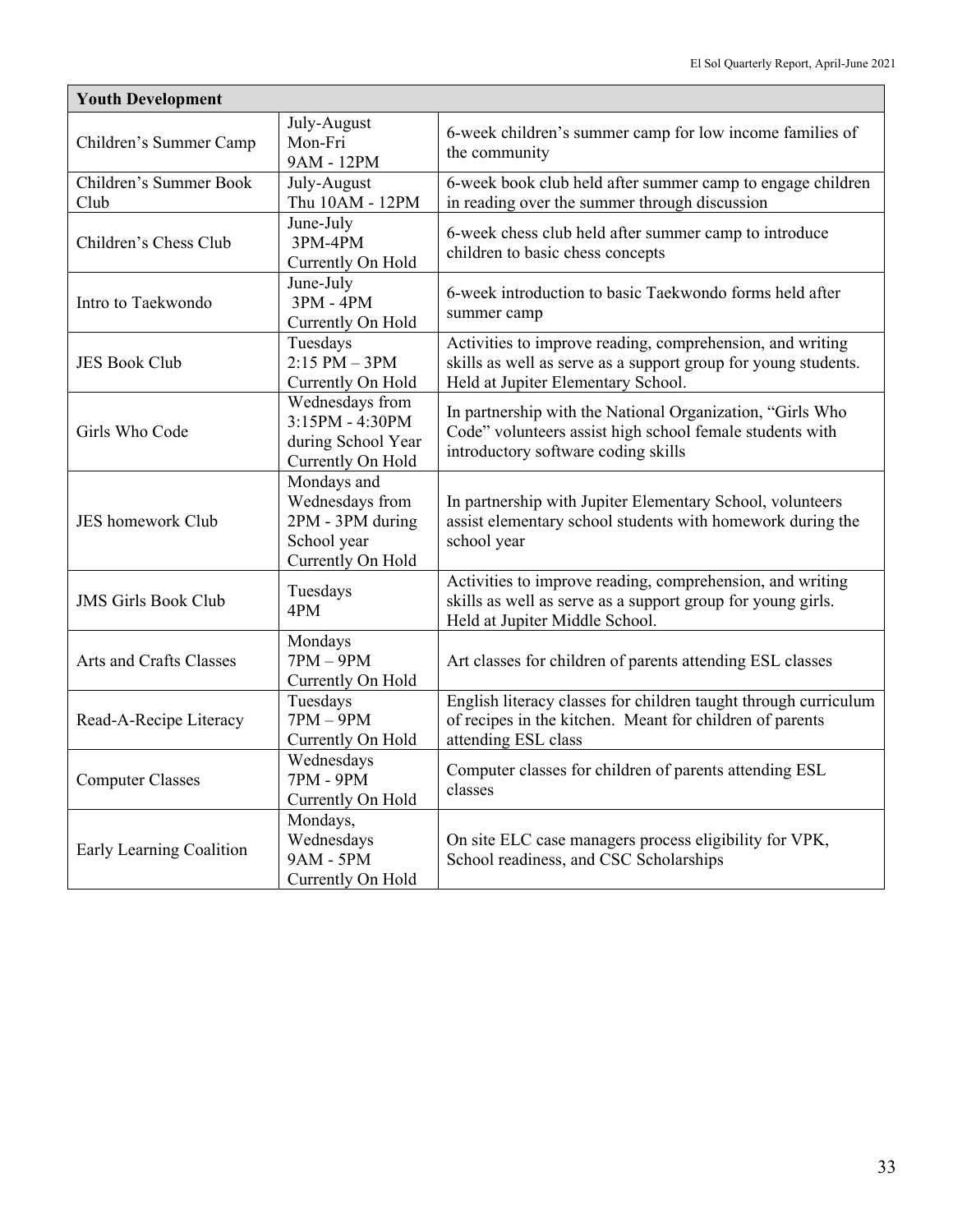| Youth Development | | |
|---|---|---|
| Children's Summer Camp | July-August Mon-Fri 9AM - 12PM | 6-week children's summer camp for low income families of the community |
| Children's Summer Book Club | July-August Thu 10AM - 12PM | 6-week book club held after summer camp to engage children in reading over the summer through discussion |
| Children's Chess Club | June-July 3PM-4PM Currently On Hold | 6-week chess club held after summer camp to introduce children to basic chess concepts |
| Intro to Taekwondo | June-July 3PM - 4PM Currently On Hold | 6-week introduction to basic Taekwondo forms held after summer camp |
| JES Book Club | Tuesdays 2:15 PM – 3PM Currently On Hold | Activities to improve reading, comprehension, and writing skills as well as serve as a support group for young students. Held at Jupiter Elementary School. |
| Girls Who Code | Wednesdays from 3:15PM - 4:30PM during School Year Currently On Hold | In partnership with the National Organization, "Girls Who Code" volunteers assist high school female students with introductory software coding skills |
| JES homework Club | Mondays and Wednesdays from 2PM - 3PM during School year Currently On Hold | In partnership with Jupiter Elementary School, volunteers assist elementary school students with homework during the school year |
| JMS Girls Book Club | Tuesdays 4PM | Activities to improve reading, comprehension, and writing skills as well as serve as a support group for young girls. Held at Jupiter Middle School. |
| Arts and Crafts Classes | Mondays 7PM – 9PM Currently On Hold | Art classes for children of parents attending ESL classes |
| Read-A-Recipe Literacy | Tuesdays 7PM – 9PM Currently On Hold | English literacy classes for children taught through curriculum of recipes in the kitchen. Meant for children of parents attending ESL class |
| Computer Classes | Wednesdays 7PM - 9PM Currently On Hold | Computer classes for children of parents attending ESL classes |
| Early Learning Coalition | Mondays, Wednesdays 9AM - 5PM Currently On Hold | On site ELC case managers process eligibility for VPK, School readiness, and CSC Scholarships |